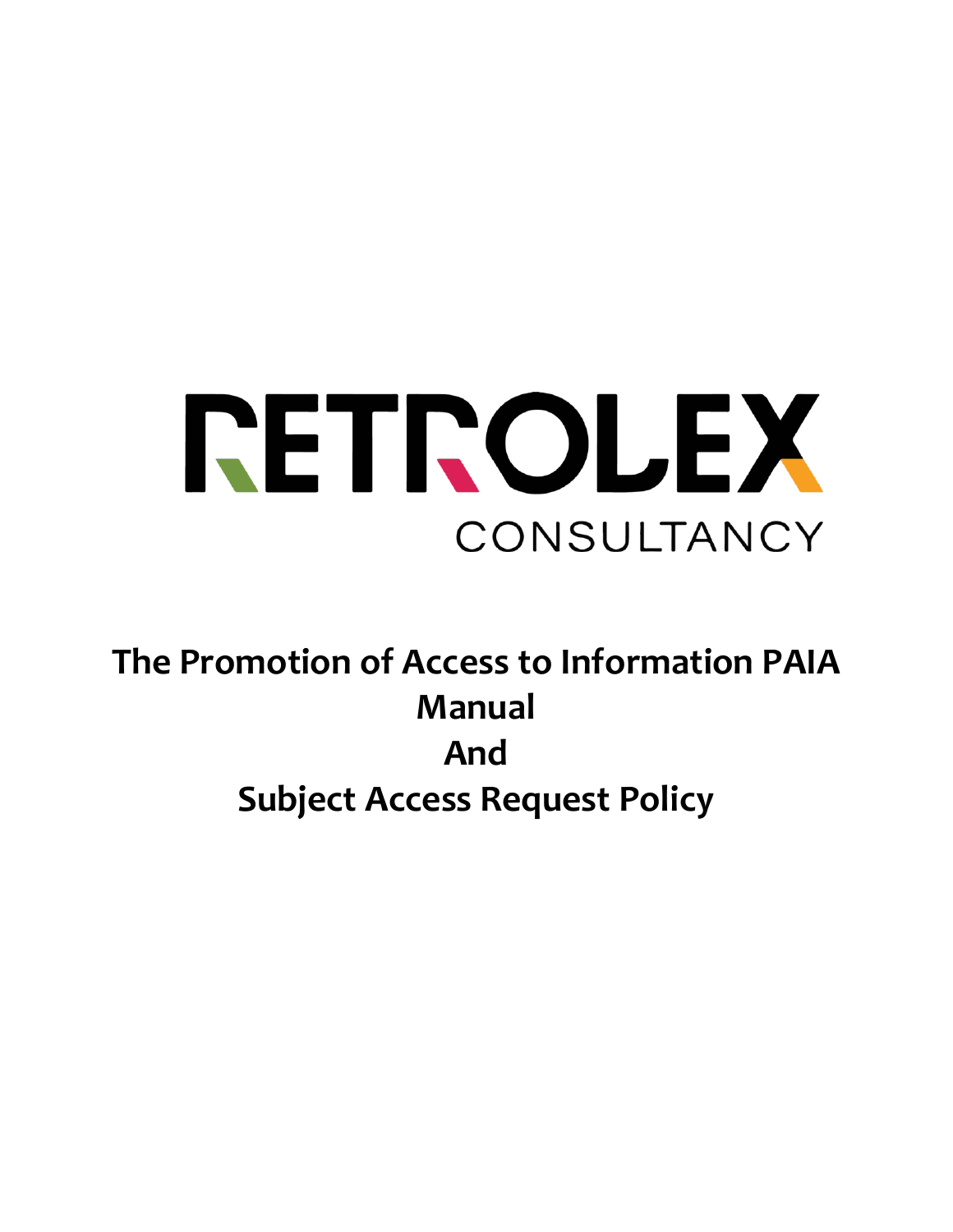RETROLEX

CONSULTANCY

# The Promotion of Access to Information PAIA Manual
# And
# Subject Access Request Policy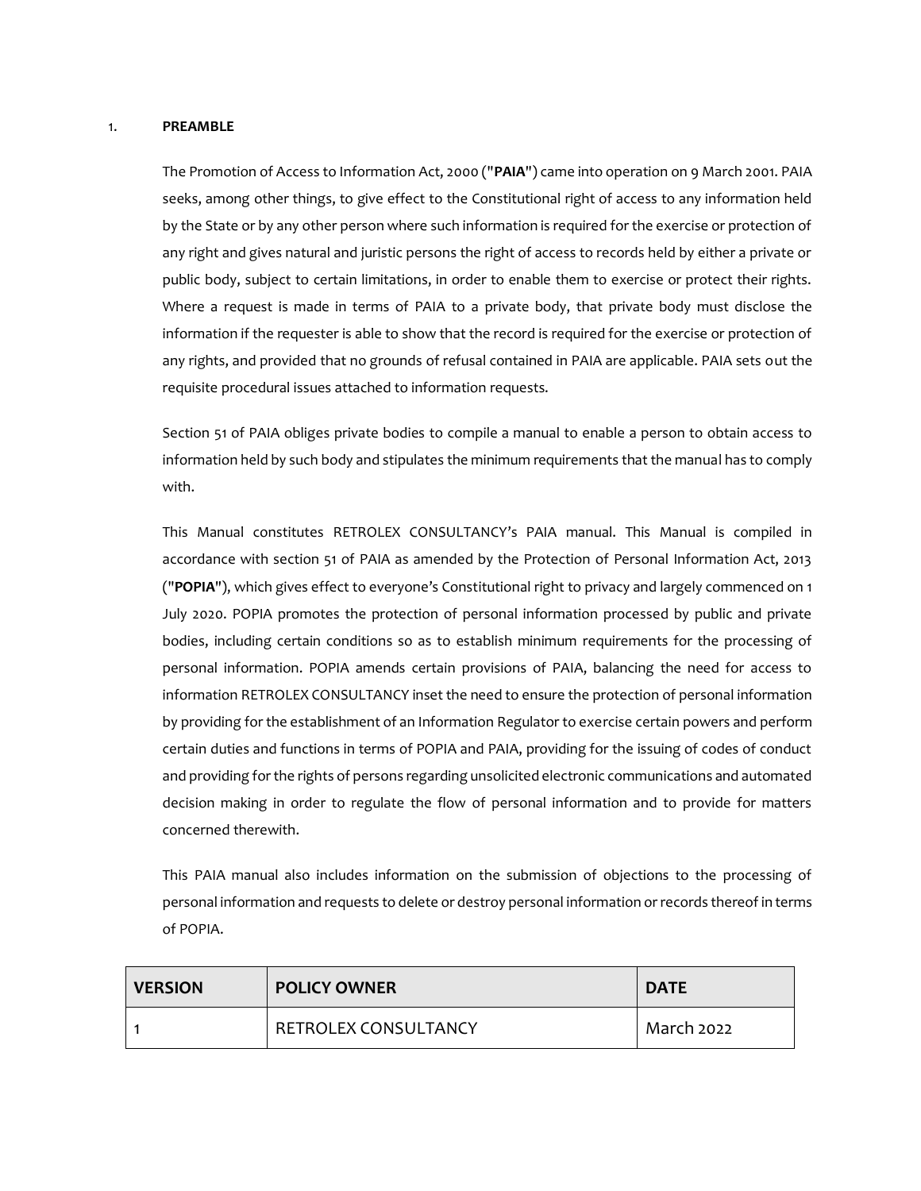## 1. PREAMBLE

The Promotion of Access to Information Act, 2000 ("**PAIA**") came into operation on 9 March 2001. PAIA seeks, among other things, to give effect to the Constitutional right of access to any information held by the State or by any other person where such information is required for the exercise or protection of any right and gives natural and juristic persons the right of access to records held by either a private or public body, subject to certain limitations, in order to enable them to exercise or protect their rights. Where a request is made in terms of PAIA to a private body, that private body must disclose the information if the requester is able to show that the record is required for the exercise or protection of any rights, and provided that no grounds of refusal contained in PAIA are applicable. PAIA sets out the requisite procedural issues attached to information requests.

Section 51 of PAIA obliges private bodies to compile a manual to enable a person to obtain access to information held by such body and stipulates the minimum requirements that the manual has to comply with.

This Manual constitutes RETROLEX CONSULTANCY's PAIA manual. This Manual is compiled in accordance with section 51 of PAIA as amended by the Protection of Personal Information Act, 2013 ("**POPIA**"), which gives effect to everyone's Constitutional right to privacy and largely commenced on 1 July 2020. POPIA promotes the protection of personal information processed by public and private bodies, including certain conditions so as to establish minimum requirements for the processing of personal information. POPIA amends certain provisions of PAIA, balancing the need for access to information RETROLEX CONSULTANCY inset the need to ensure the protection of personal information by providing for the establishment of an Information Regulator to exercise certain powers and perform certain duties and functions in terms of POPIA and PAIA, providing for the issuing of codes of conduct and providing for the rights of persons regarding unsolicited electronic communications and automated decision making in order to regulate the flow of personal information and to provide for matters concerned therewith.

This PAIA manual also includes information on the submission of objections to the processing of personal information and requests to delete or destroy personal information or records thereof in terms of POPIA.

| VERSION | POLICY OWNER | DATE |
| --- | --- | --- |
| 1 | RETROLEX CONSULTANCY | March 2022 |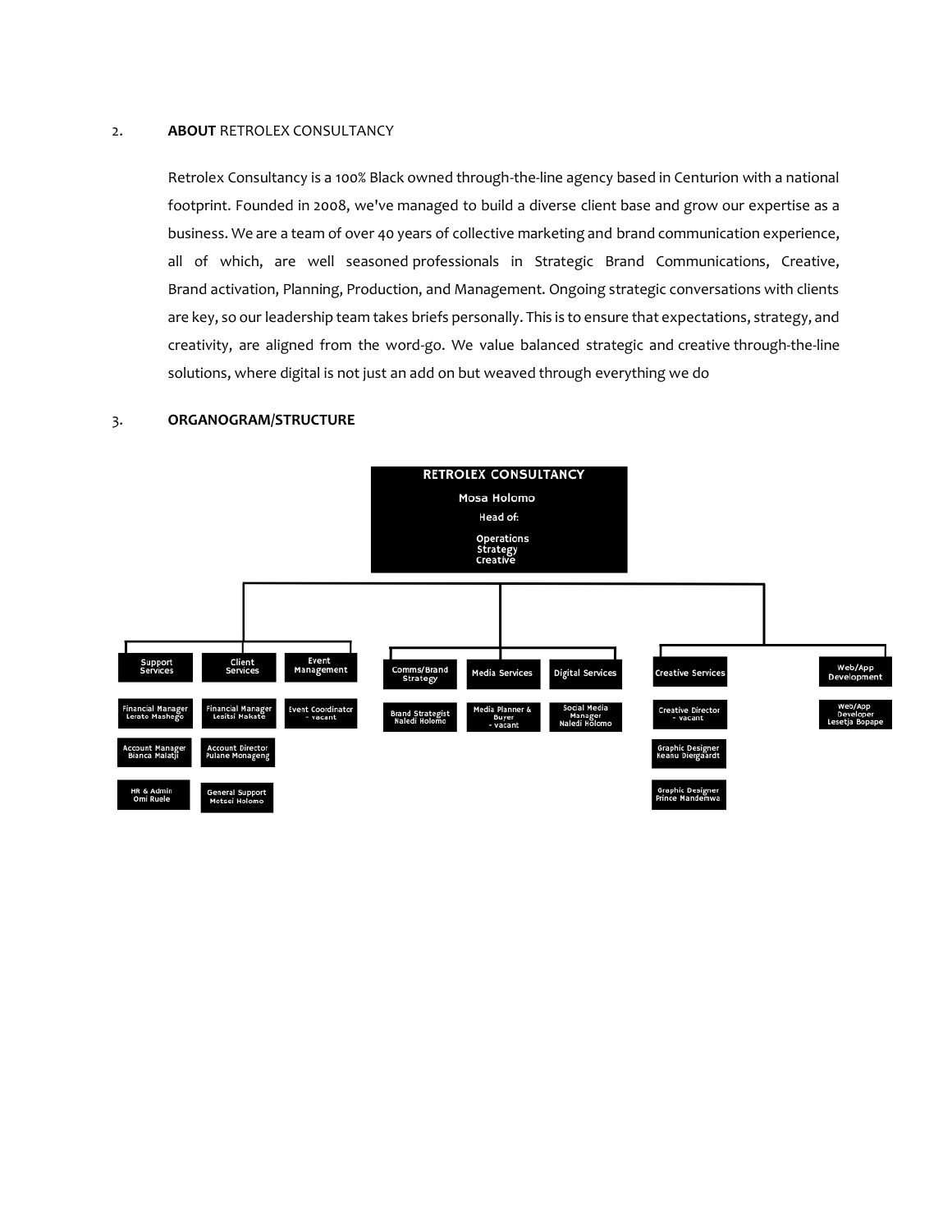## 2. **ABOUT** RETROLEX CONSULTANCY

Retrolex Consultancy is a 100% Black owned through-the-line agency based in Centurion with a national footprint. Founded in 2008, we've managed to build a diverse client base and grow our expertise as a business. We are a team of over 40 years of collective marketing and brand communication experience, all of which, are well seasoned professionals in Strategic Brand Communications, Creative, Brand activation, Planning, Production, and Management. Ongoing strategic conversations with clients are key, so our leadership team takes briefs personally. This is to ensure that expectations, strategy, and creativity, are aligned from the word-go. We value balanced strategic and creative through-the-line solutions, where digital is not just an add on but weaved through everything we do

## 3. **ORGANOGRAM/STRUCTURE**

**RETROLEX CONSULTANCY**
Mosa Holomo
Head of:
Operations
Strategy
Creative

- **Support Services**
  - Financial Manager – Lerato Mashego
  - Account Manager – Bianca Malatji
  - HR & Admin – Omi Ruele
- **Client Services**
  - Financial Manager – Lesitsi Makate
  - Account Director – Pulane Monageng
  - General Support – Motsei Holomo
- **Event Management**
  - Event Coordinator - vacant
- **Comms/Brand Strategy**
  - Brand Strategist – Naledi Holomo
- **Media Services**
  - Media Planner & Buyer - vacant
- **Digital Services**
  - Social Media Manager – Naledi Holomo
- **Creative Services**
  - Creative Director - vacant
  - Graphic Designer – Keanu Diergaardt
  - Graphic Designer – Prince Mandemwa
- **Web/App Development**
  - Web/App Developer – Lesetja Bopape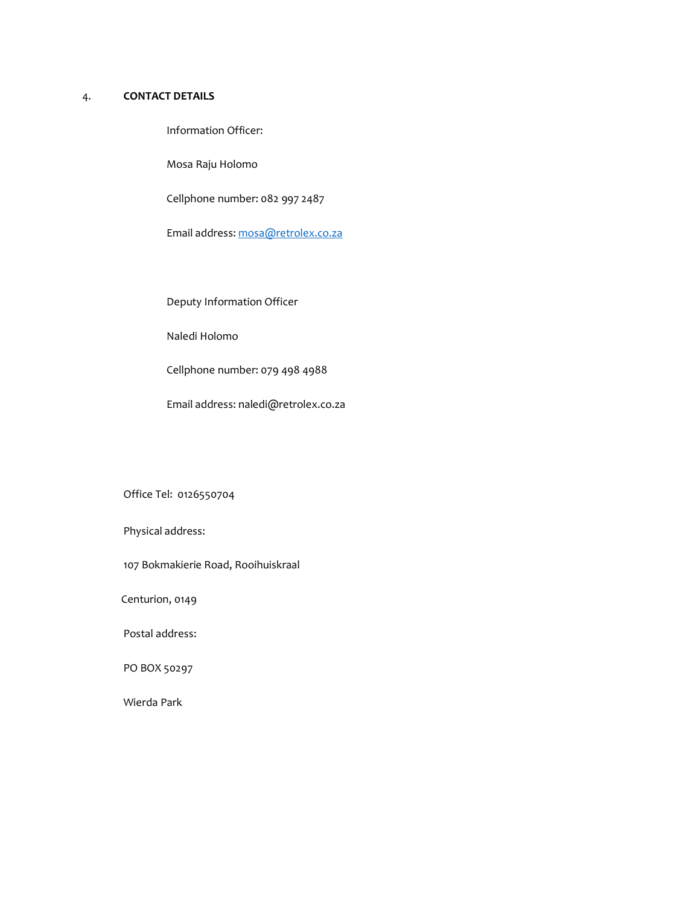## 4. CONTACT DETAILS

Information Officer:

Mosa Raju Holomo

Cellphone number: 082 997 2487

Email address: mosa@retrolex.co.za

Deputy Information Officer

Naledi Holomo

Cellphone number: 079 498 4988

Email address: naledi@retrolex.co.za

Office Tel: 0126550704

Physical address:

107 Bokmakierie Road, Rooihuiskraal

Centurion, 0149

Postal address:

PO BOX 50297

Wierda Park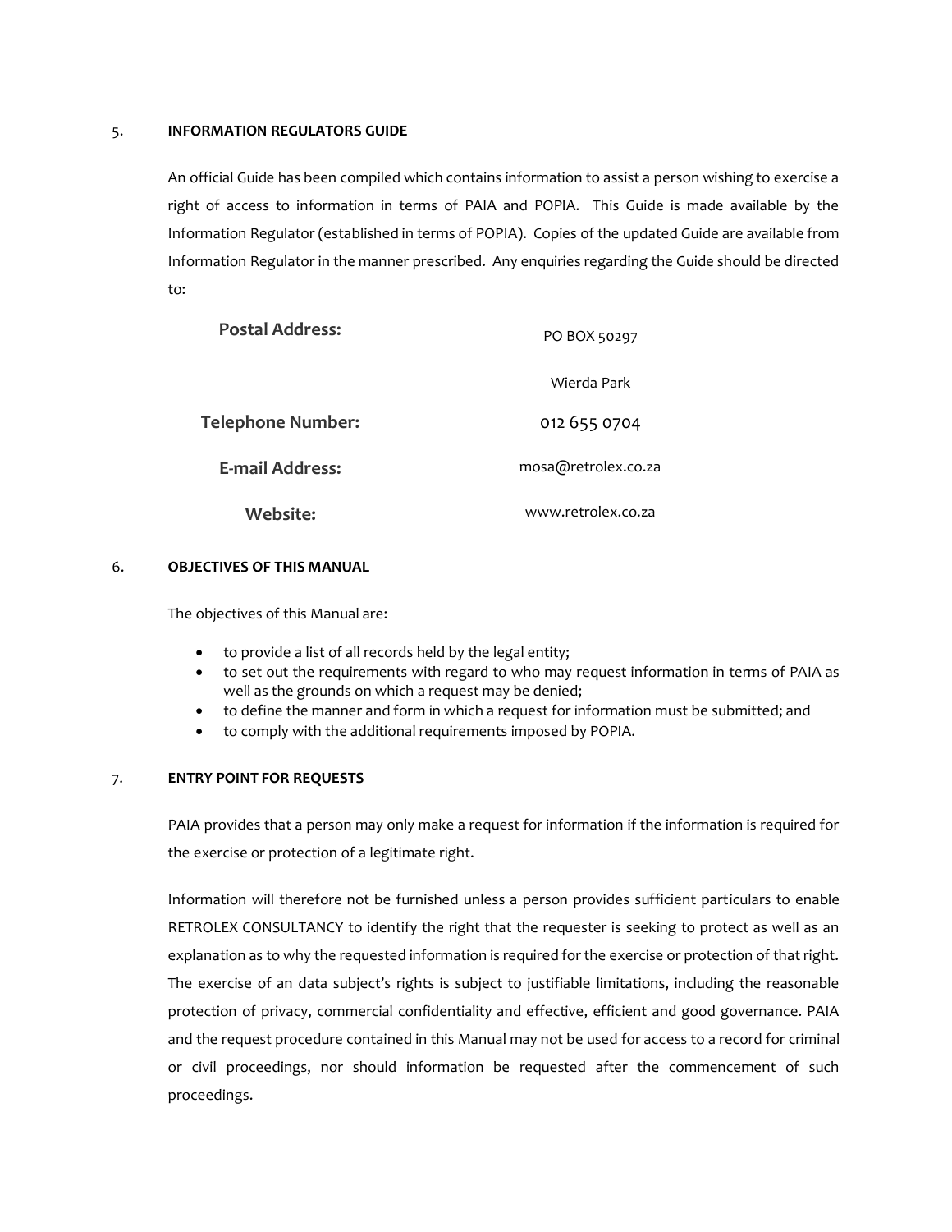## 5. INFORMATION REGULATORS GUIDE

An official Guide has been compiled which contains information to assist a person wishing to exercise a right of access to information in terms of PAIA and POPIA. This Guide is made available by the Information Regulator (established in terms of POPIA). Copies of the updated Guide are available from Information Regulator in the manner prescribed. Any enquiries regarding the Guide should be directed to:

| | |
|---|---|
| **Postal Address:** | PO BOX 50297<br>Wierda Park |
| **Telephone Number:** | 012 655 0704 |
| **E-mail Address:** | mosa@retrolex.co.za |
| **Website:** | www.retrolex.co.za |

## 6. OBJECTIVES OF THIS MANUAL

The objectives of this Manual are:

- to provide a list of all records held by the legal entity;
- to set out the requirements with regard to who may request information in terms of PAIA as well as the grounds on which a request may be denied;
- to define the manner and form in which a request for information must be submitted; and
- to comply with the additional requirements imposed by POPIA.

## 7. ENTRY POINT FOR REQUESTS

PAIA provides that a person may only make a request for information if the information is required for the exercise or protection of a legitimate right.

Information will therefore not be furnished unless a person provides sufficient particulars to enable RETROLEX CONSULTANCY to identify the right that the requester is seeking to protect as well as an explanation as to why the requested information is required for the exercise or protection of that right. The exercise of an data subject's rights is subject to justifiable limitations, including the reasonable protection of privacy, commercial confidentiality and effective, efficient and good governance. PAIA and the request procedure contained in this Manual may not be used for access to a record for criminal or civil proceedings, nor should information be requested after the commencement of such proceedings.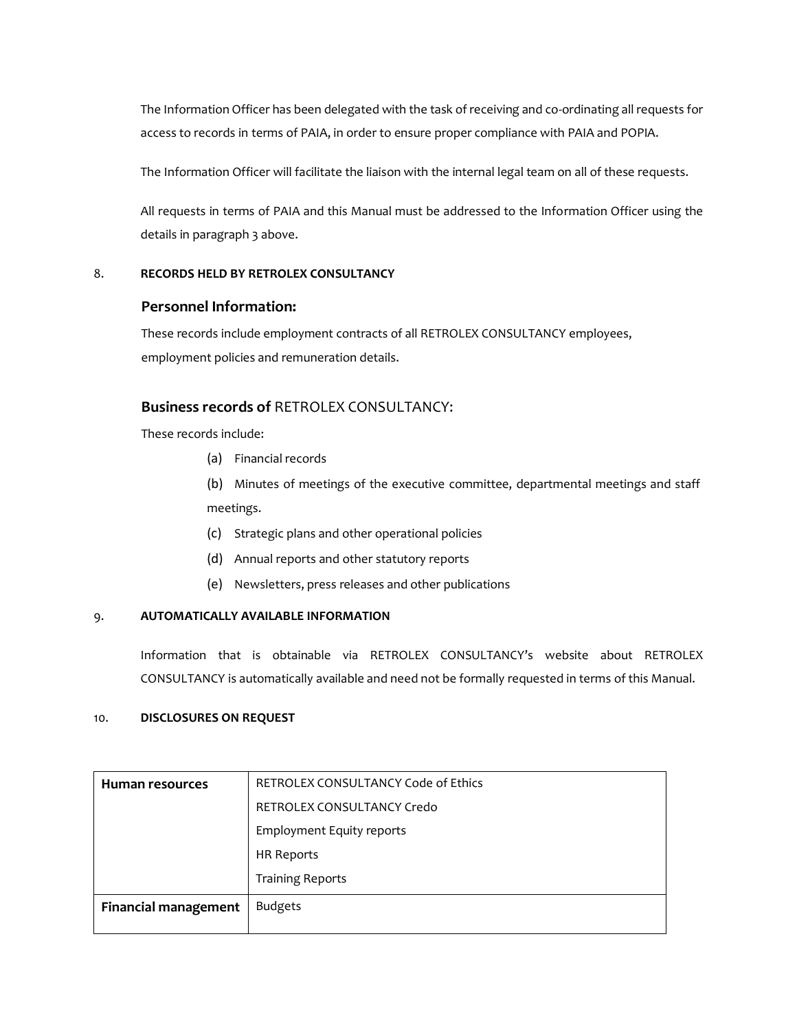The Information Officer has been delegated with the task of receiving and co-ordinating all requests for access to records in terms of PAIA, in order to ensure proper compliance with PAIA and POPIA.

The Information Officer will facilitate the liaison with the internal legal team on all of these requests.

All requests in terms of PAIA and this Manual must be addressed to the Information Officer using the details in paragraph 3 above.

## 8. RECORDS HELD BY RETROLEX CONSULTANCY

### Personnel Information:

These records include employment contracts of all RETROLEX CONSULTANCY employees, employment policies and remuneration details.

### Business records of RETROLEX CONSULTANCY:

These records include:

(a) Financial records

(b) Minutes of meetings of the executive committee, departmental meetings and staff meetings.

(c) Strategic plans and other operational policies

(d) Annual reports and other statutory reports

(e) Newsletters, press releases and other publications

## 9. AUTOMATICALLY AVAILABLE INFORMATION

Information that is obtainable via RETROLEX CONSULTANCY's website about RETROLEX CONSULTANCY is automatically available and need not be formally requested in terms of this Manual.

## 10. DISCLOSURES ON REQUEST

| | |
|---|---|
| **Human resources** | RETROLEX CONSULTANCY Code of Ethics<br>RETROLEX CONSULTANCY Credo<br>Employment Equity reports<br>HR Reports<br>Training Reports |
| **Financial management** | Budgets |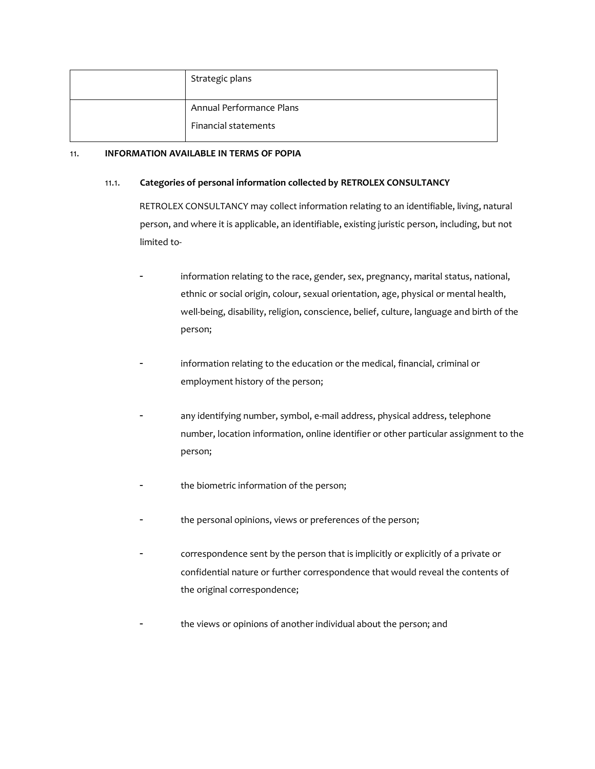| | |
|---|---|
| | Strategic plans |
| | Annual Performance Plans<br>Financial statements |

11. **INFORMATION AVAILABLE IN TERMS OF POPIA**

11.1. **Categories of personal information collected by RETROLEX CONSULTANCY**

RETROLEX CONSULTANCY may collect information relating to an identifiable, living, natural person, and where it is applicable, an identifiable, existing juristic person, including, but not limited to-

- information relating to the race, gender, sex, pregnancy, marital status, national, ethnic or social origin, colour, sexual orientation, age, physical or mental health, well-being, disability, religion, conscience, belief, culture, language and birth of the person;

- information relating to the education or the medical, financial, criminal or employment history of the person;

- any identifying number, symbol, e-mail address, physical address, telephone number, location information, online identifier or other particular assignment to the person;

- the biometric information of the person;

- the personal opinions, views or preferences of the person;

- correspondence sent by the person that is implicitly or explicitly of a private or confidential nature or further correspondence that would reveal the contents of the original correspondence;

- the views or opinions of another individual about the person; and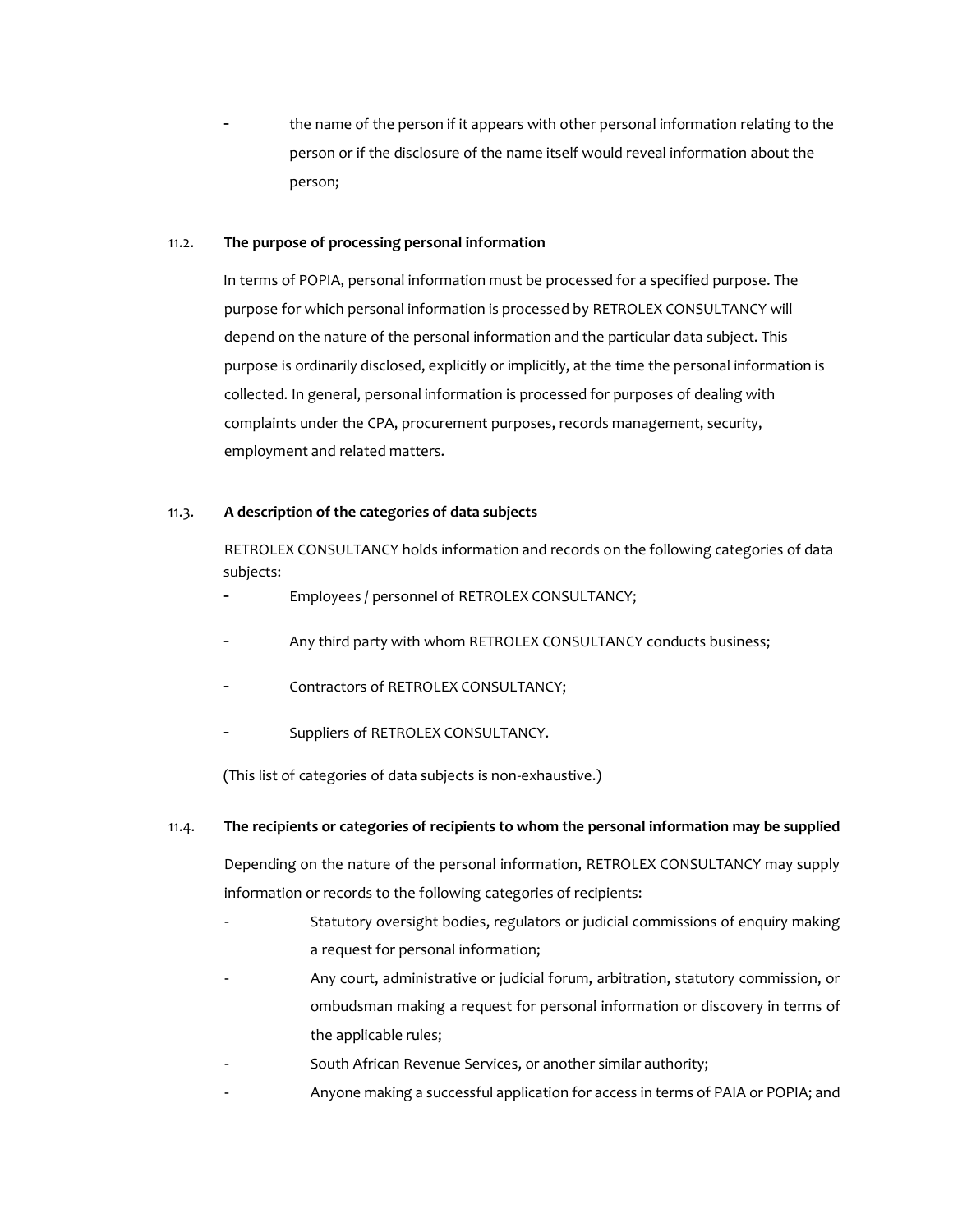- the name of the person if it appears with other personal information relating to the person or if the disclosure of the name itself would reveal information about the person;

### 11.2. The purpose of processing personal information

In terms of POPIA, personal information must be processed for a specified purpose. The purpose for which personal information is processed by RETROLEX CONSULTANCY will depend on the nature of the personal information and the particular data subject. This purpose is ordinarily disclosed, explicitly or implicitly, at the time the personal information is collected. In general, personal information is processed for purposes of dealing with complaints under the CPA, procurement purposes, records management, security, employment and related matters.

### 11.3. A description of the categories of data subjects

RETROLEX CONSULTANCY holds information and records on the following categories of data subjects:

- Employees / personnel of RETROLEX CONSULTANCY;
- Any third party with whom RETROLEX CONSULTANCY conducts business;
- Contractors of RETROLEX CONSULTANCY;
- Suppliers of RETROLEX CONSULTANCY.

(This list of categories of data subjects is non-exhaustive.)

### 11.4. The recipients or categories of recipients to whom the personal information may be supplied

Depending on the nature of the personal information, RETROLEX CONSULTANCY may supply information or records to the following categories of recipients:

- Statutory oversight bodies, regulators or judicial commissions of enquiry making a request for personal information;
- Any court, administrative or judicial forum, arbitration, statutory commission, or ombudsman making a request for personal information or discovery in terms of the applicable rules;
- South African Revenue Services, or another similar authority;
- Anyone making a successful application for access in terms of PAIA or POPIA; and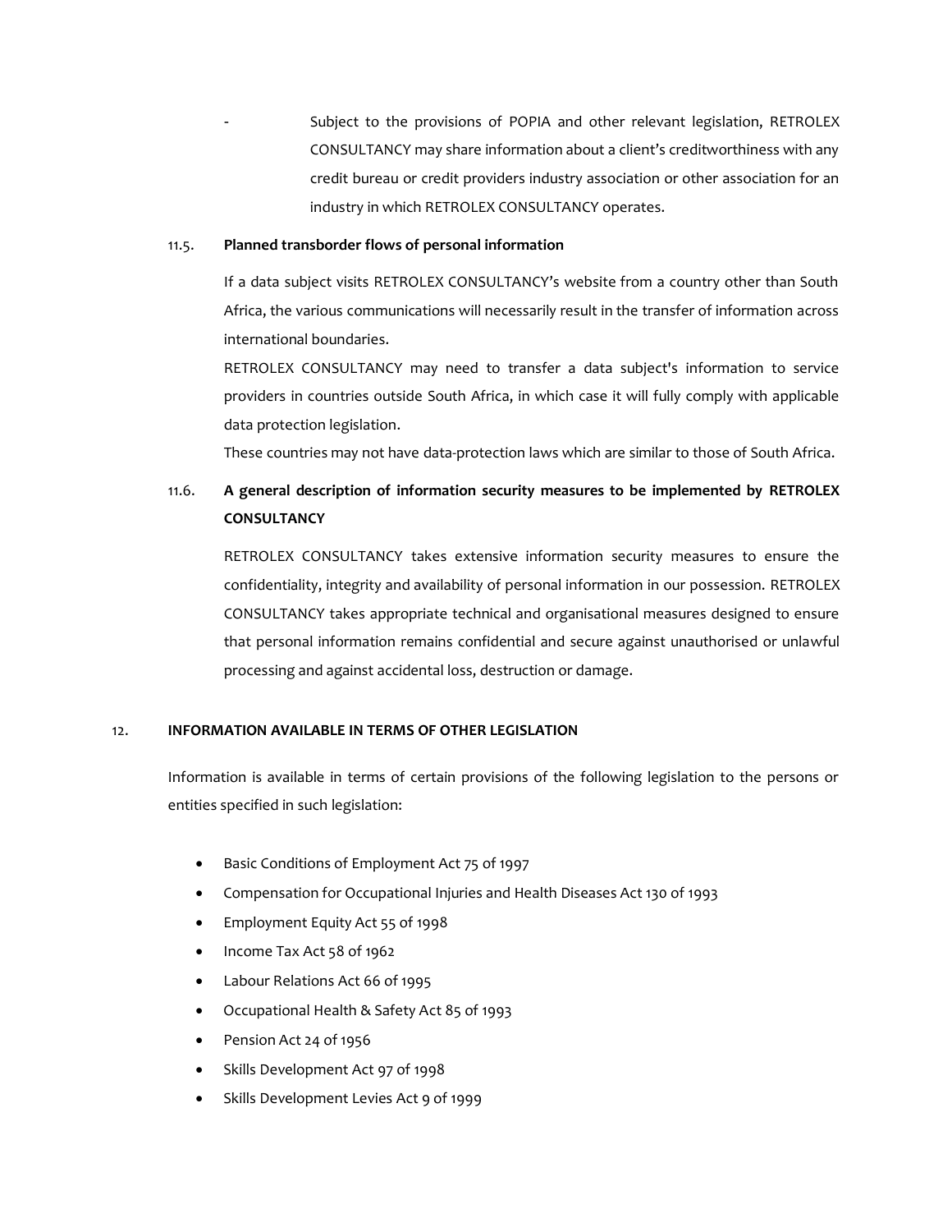- Subject to the provisions of POPIA and other relevant legislation, RETROLEX CONSULTANCY may share information about a client's creditworthiness with any credit bureau or credit providers industry association or other association for an industry in which RETROLEX CONSULTANCY operates.

### 11.5. Planned transborder flows of personal information

If a data subject visits RETROLEX CONSULTANCY's website from a country other than South Africa, the various communications will necessarily result in the transfer of information across international boundaries.

RETROLEX CONSULTANCY may need to transfer a data subject's information to service providers in countries outside South Africa, in which case it will fully comply with applicable data protection legislation.

These countries may not have data-protection laws which are similar to those of South Africa.

### 11.6. A general description of information security measures to be implemented by RETROLEX CONSULTANCY

RETROLEX CONSULTANCY takes extensive information security measures to ensure the confidentiality, integrity and availability of personal information in our possession. RETROLEX CONSULTANCY takes appropriate technical and organisational measures designed to ensure that personal information remains confidential and secure against unauthorised or unlawful processing and against accidental loss, destruction or damage.

## 12. INFORMATION AVAILABLE IN TERMS OF OTHER LEGISLATION

Information is available in terms of certain provisions of the following legislation to the persons or entities specified in such legislation:

- Basic Conditions of Employment Act 75 of 1997
- Compensation for Occupational Injuries and Health Diseases Act 130 of 1993
- Employment Equity Act 55 of 1998
- Income Tax Act 58 of 1962
- Labour Relations Act 66 of 1995
- Occupational Health & Safety Act 85 of 1993
- Pension Act 24 of 1956
- Skills Development Act 97 of 1998
- Skills Development Levies Act 9 of 1999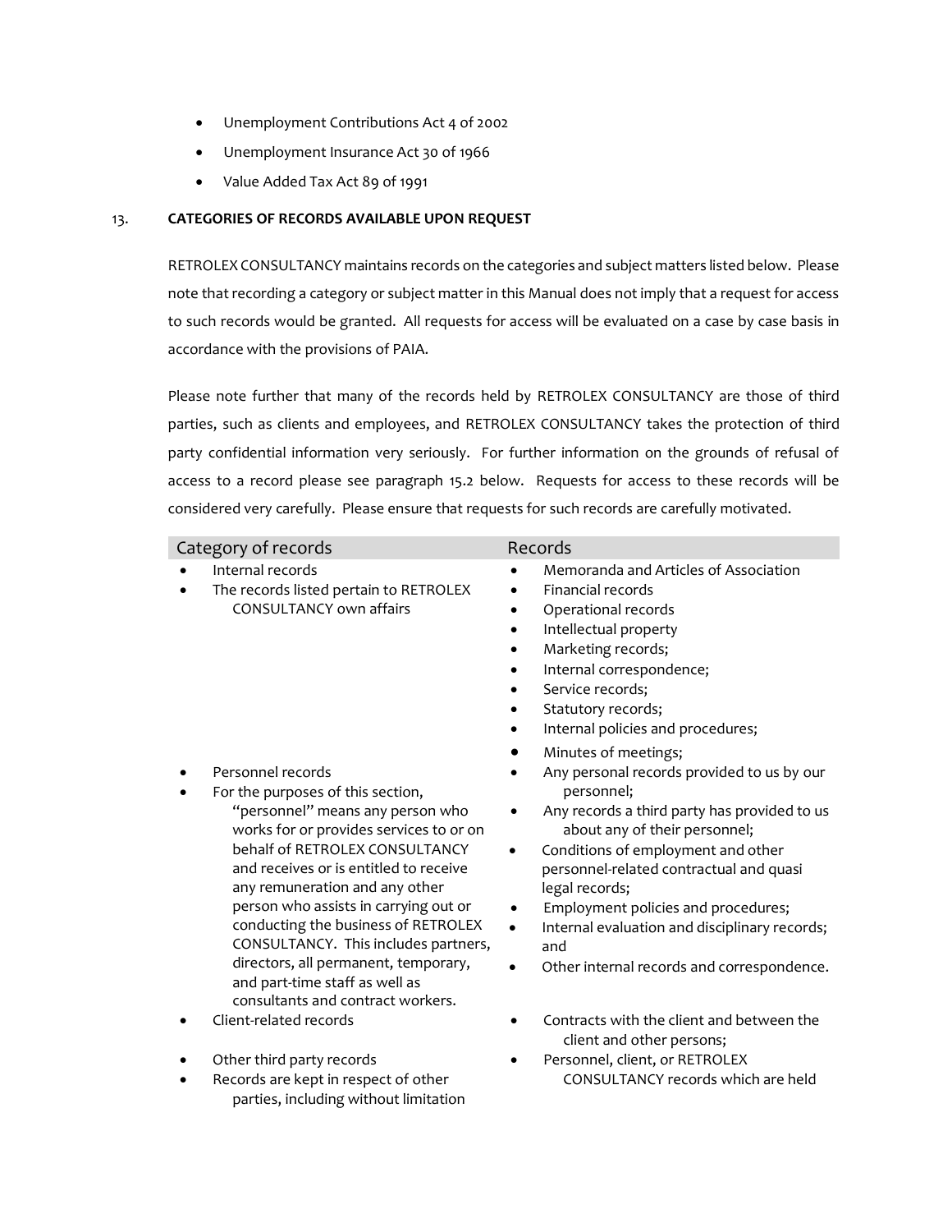- Unemployment Contributions Act 4 of 2002
- Unemployment Insurance Act 30 of 1966
- Value Added Tax Act 89 of 1991

## 13. CATEGORIES OF RECORDS AVAILABLE UPON REQUEST

RETROLEX CONSULTANCY maintains records on the categories and subject matters listed below. Please note that recording a category or subject matter in this Manual does not imply that a request for access to such records would be granted. All requests for access will be evaluated on a case by case basis in accordance with the provisions of PAIA.

Please note further that many of the records held by RETROLEX CONSULTANCY are those of third parties, such as clients and employees, and RETROLEX CONSULTANCY takes the protection of third party confidential information very seriously. For further information on the grounds of refusal of access to a record please see paragraph 15.2 below. Requests for access to these records will be considered very carefully. Please ensure that requests for such records are carefully motivated.

| Category of records | Records |
| --- | --- |
| • Internal records<br>• The records listed pertain to RETROLEX CONSULTANCY own affairs | • Memoranda and Articles of Association<br>• Financial records<br>• Operational records<br>• Intellectual property<br>• Marketing records;<br>• Internal correspondence;<br>• Service records;<br>• Statutory records;<br>• Internal policies and procedures;<br>• Minutes of meetings; |
| • Personnel records<br>• For the purposes of this section, "personnel" means any person who works for or provides services to or on behalf of RETROLEX CONSULTANCY and receives or is entitled to receive any remuneration and any other person who assists in carrying out or conducting the business of RETROLEX CONSULTANCY. This includes partners, directors, all permanent, temporary, and part-time staff as well as consultants and contract workers. | • Any personal records provided to us by our personnel;<br>• Any records a third party has provided to us about any of their personnel;<br>• Conditions of employment and other personnel-related contractual and quasi legal records;<br>• Employment policies and procedures;<br>• Internal evaluation and disciplinary records; and<br>• Other internal records and correspondence. |
| • Client-related records | • Contracts with the client and between the client and other persons; |
| • Other third party records<br>• Records are kept in respect of other parties, including without limitation | • Personnel, client, or RETROLEX CONSULTANCY records which are held |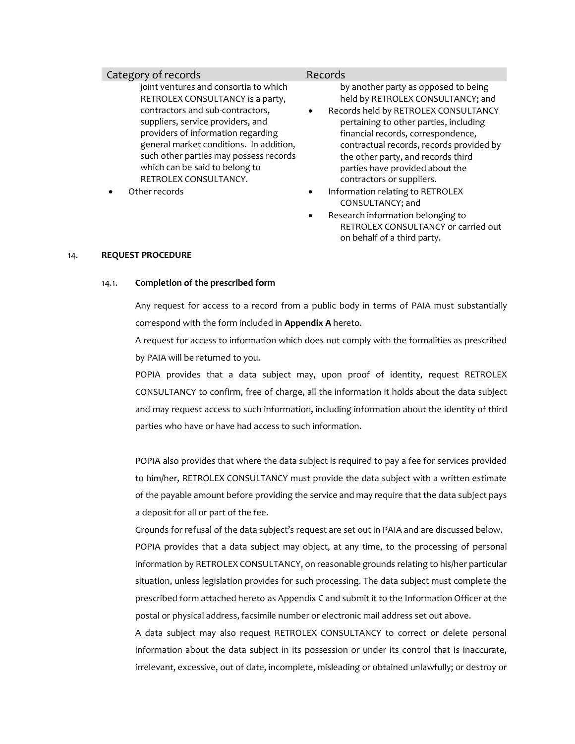| Category of records | Records |
| --- | --- |
| joint ventures and consortia to which RETROLEX CONSULTANCY is a party, contractors and sub-contractors, suppliers, service providers, and providers of information regarding general market conditions. In addition, such other parties may possess records which can be said to belong to RETROLEX CONSULTANCY. | by another party as opposed to being held by RETROLEX CONSULTANCY; and<br>• Records held by RETROLEX CONSULTANCY pertaining to other parties, including financial records, correspondence, contractual records, records provided by the other party, and records third parties have provided about the contractors or suppliers. |
| • Other records | • Information relating to RETROLEX CONSULTANCY; and<br>• Research information belonging to RETROLEX CONSULTANCY or carried out on behalf of a third party. |

## 14. REQUEST PROCEDURE

### 14.1. Completion of the prescribed form

Any request for access to a record from a public body in terms of PAIA must substantially correspond with the form included in **Appendix A** hereto.

A request for access to information which does not comply with the formalities as prescribed by PAIA will be returned to you.

POPIA provides that a data subject may, upon proof of identity, request RETROLEX CONSULTANCY to confirm, free of charge, all the information it holds about the data subject and may request access to such information, including information about the identity of third parties who have or have had access to such information.

POPIA also provides that where the data subject is required to pay a fee for services provided to him/her, RETROLEX CONSULTANCY must provide the data subject with a written estimate of the payable amount before providing the service and may require that the data subject pays a deposit for all or part of the fee.

Grounds for refusal of the data subject's request are set out in PAIA and are discussed below.

POPIA provides that a data subject may object, at any time, to the processing of personal information by RETROLEX CONSULTANCY, on reasonable grounds relating to his/her particular situation, unless legislation provides for such processing. The data subject must complete the prescribed form attached hereto as Appendix C and submit it to the Information Officer at the postal or physical address, facsimile number or electronic mail address set out above.

A data subject may also request RETROLEX CONSULTANCY to correct or delete personal information about the data subject in its possession or under its control that is inaccurate, irrelevant, excessive, out of date, incomplete, misleading or obtained unlawfully; or destroy or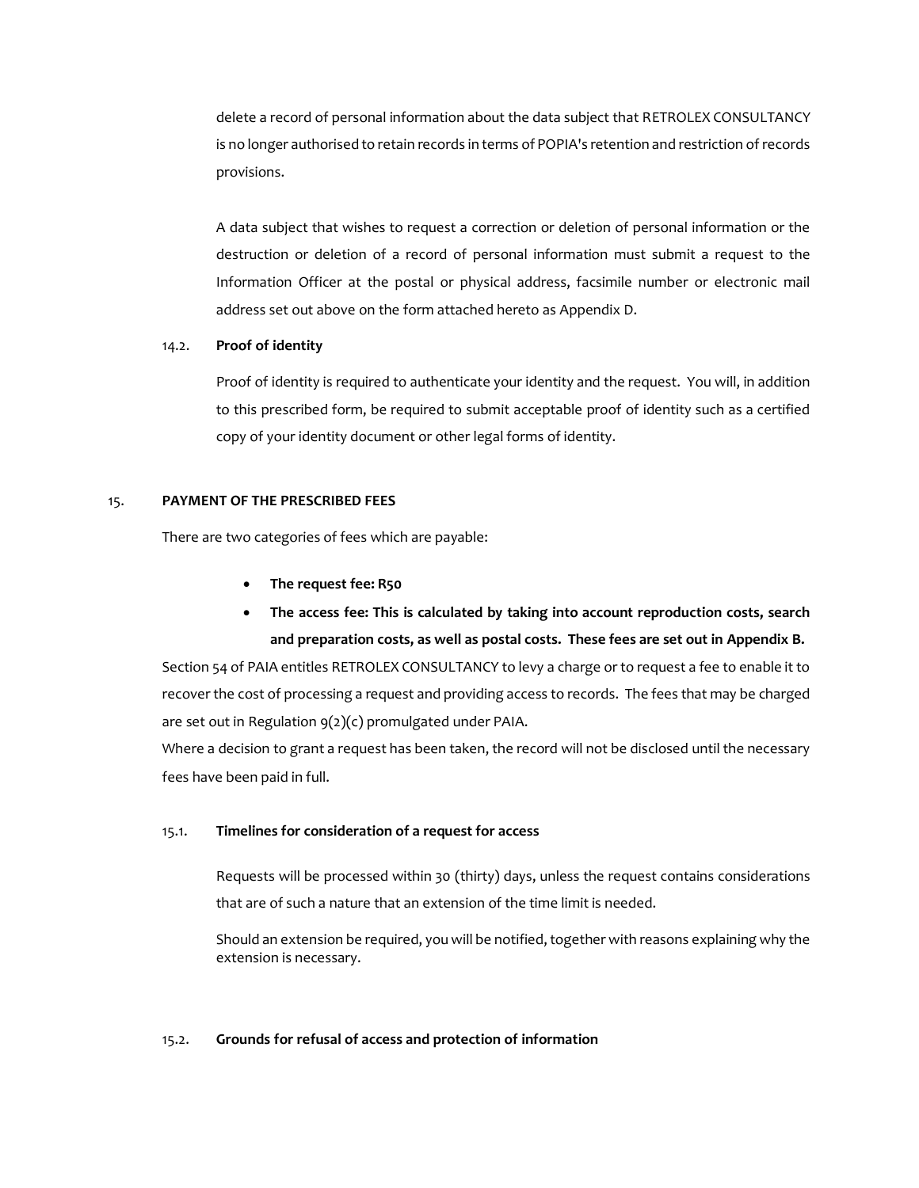delete a record of personal information about the data subject that RETROLEX CONSULTANCY is no longer authorised to retain records in terms of POPIA's retention and restriction of records provisions.

A data subject that wishes to request a correction or deletion of personal information or the destruction or deletion of a record of personal information must submit a request to the Information Officer at the postal or physical address, facsimile number or electronic mail address set out above on the form attached hereto as Appendix D.

#### 14.2. Proof of identity

Proof of identity is required to authenticate your identity and the request. You will, in addition to this prescribed form, be required to submit acceptable proof of identity such as a certified copy of your identity document or other legal forms of identity.

## 15. PAYMENT OF THE PRESCRIBED FEES

There are two categories of fees which are payable:

- **The request fee: R50**
- **The access fee: This is calculated by taking into account reproduction costs, search and preparation costs, as well as postal costs. These fees are set out in Appendix B.**

Section 54 of PAIA entitles RETROLEX CONSULTANCY to levy a charge or to request a fee to enable it to recover the cost of processing a request and providing access to records. The fees that may be charged are set out in Regulation 9(2)(c) promulgated under PAIA.

Where a decision to grant a request has been taken, the record will not be disclosed until the necessary fees have been paid in full.

#### 15.1. Timelines for consideration of a request for access

Requests will be processed within 30 (thirty) days, unless the request contains considerations that are of such a nature that an extension of the time limit is needed.

Should an extension be required, you will be notified, together with reasons explaining why the extension is necessary.

#### 15.2. Grounds for refusal of access and protection of information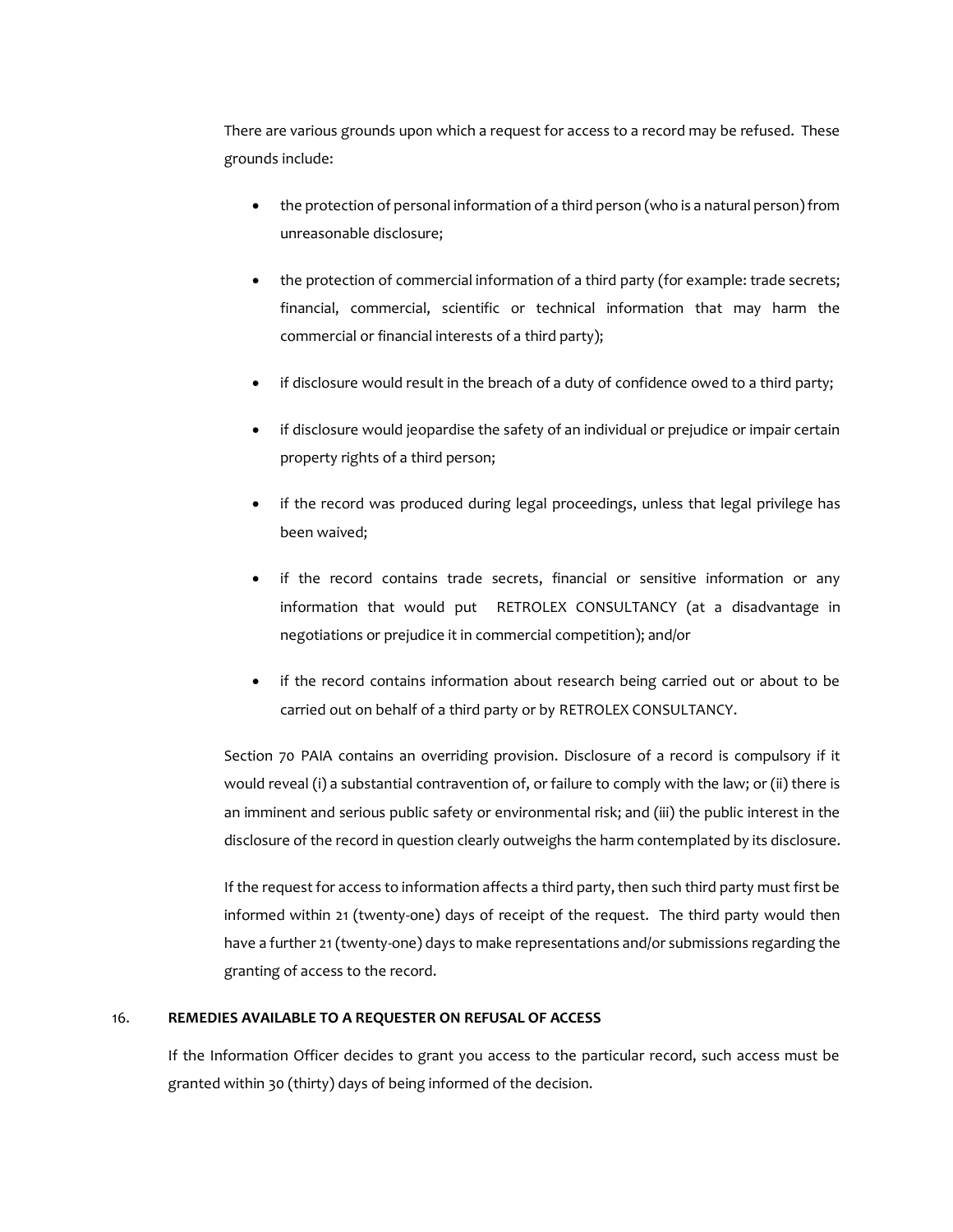There are various grounds upon which a request for access to a record may be refused. These grounds include:

- the protection of personal information of a third person (who is a natural person) from unreasonable disclosure;
- the protection of commercial information of a third party (for example: trade secrets; financial, commercial, scientific or technical information that may harm the commercial or financial interests of a third party);
- if disclosure would result in the breach of a duty of confidence owed to a third party;
- if disclosure would jeopardise the safety of an individual or prejudice or impair certain property rights of a third person;
- if the record was produced during legal proceedings, unless that legal privilege has been waived;
- if the record contains trade secrets, financial or sensitive information or any information that would put RETROLEX CONSULTANCY (at a disadvantage in negotiations or prejudice it in commercial competition); and/or
- if the record contains information about research being carried out or about to be carried out on behalf of a third party or by RETROLEX CONSULTANCY.

Section 70 PAIA contains an overriding provision. Disclosure of a record is compulsory if it would reveal (i) a substantial contravention of, or failure to comply with the law; or (ii) there is an imminent and serious public safety or environmental risk; and (iii) the public interest in the disclosure of the record in question clearly outweighs the harm contemplated by its disclosure.

If the request for access to information affects a third party, then such third party must first be informed within 21 (twenty-one) days of receipt of the request. The third party would then have a further 21 (twenty-one) days to make representations and/or submissions regarding the granting of access to the record.

## 16. REMEDIES AVAILABLE TO A REQUESTER ON REFUSAL OF ACCESS

If the Information Officer decides to grant you access to the particular record, such access must be granted within 30 (thirty) days of being informed of the decision.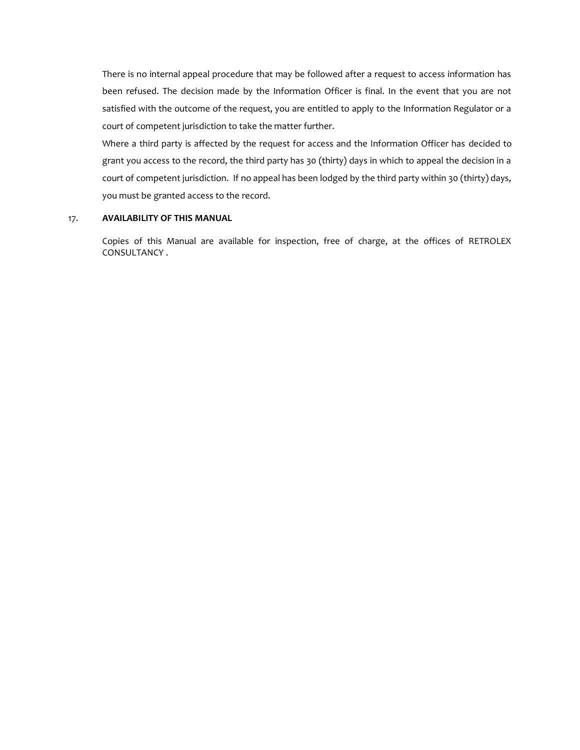There is no internal appeal procedure that may be followed after a request to access information has been refused. The decision made by the Information Officer is final. In the event that you are not satisfied with the outcome of the request, you are entitled to apply to the Information Regulator or a court of competent jurisdiction to take the matter further.

Where a third party is affected by the request for access and the Information Officer has decided to grant you access to the record, the third party has 30 (thirty) days in which to appeal the decision in a court of competent jurisdiction. If no appeal has been lodged by the third party within 30 (thirty) days, you must be granted access to the record.

## 17. AVAILABILITY OF THIS MANUAL

Copies of this Manual are available for inspection, free of charge, at the offices of RETROLEX CONSULTANCY .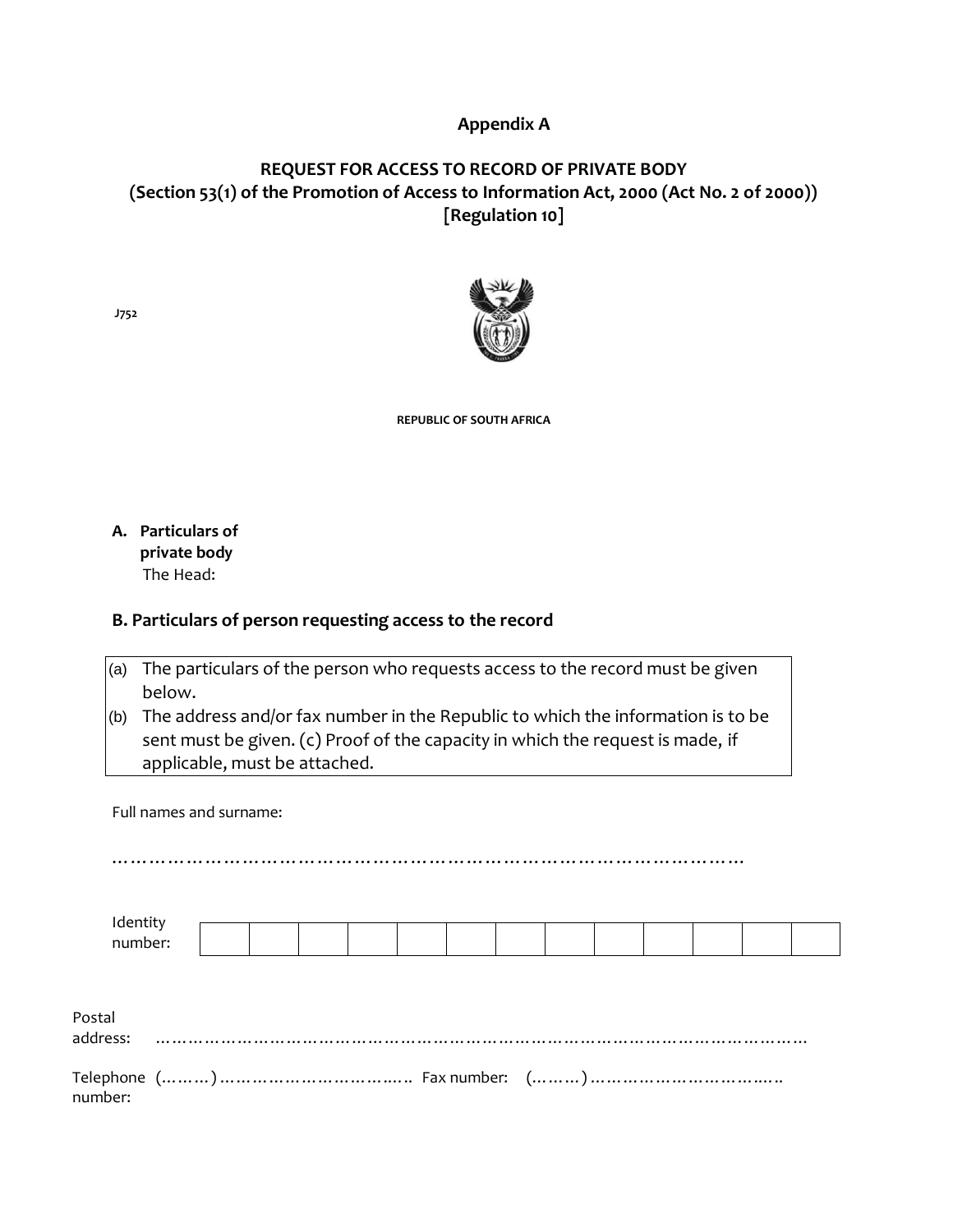**Appendix A**

**REQUEST FOR ACCESS TO RECORD OF PRIVATE BODY**
**(Section 53(1) of the Promotion of Access to Information Act, 2000 (Act No. 2 of 2000))**
**[Regulation 10]**

J752

REPUBLIC OF SOUTH AFRICA

**A. Particulars of private body**
The Head:

**B. Particulars of person requesting access to the record**

(a) The particulars of the person who requests access to the record must be given below.
(b) The address and/or fax number in the Republic to which the information is to be sent must be given. (c) Proof of the capacity in which the request is made, if applicable, must be attached.

Full names and surname:

………………………………………………………………………………………

| Identity number: | | | | | | | | | | | | | |
|---|---|---|---|---|---|---|---|---|---|---|---|---|---|

Postal address: ……………………………………………………………………………………………………

Telephone number: (………) ……………………………….. Fax number: (………) ………………………………..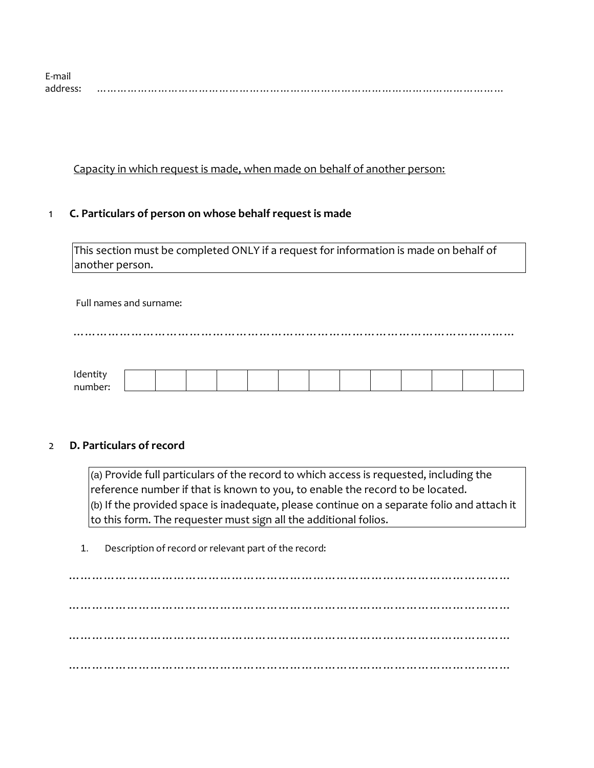E-mail address: …………………………………………………………………………………………………………

<u>Capacity in which request is made, when made on behalf of another person:</u>

1 **C. Particulars of person on whose behalf request is made**

| This section must be completed ONLY if a request for information is made on behalf of another person. |
|---|

Full names and surname:

…………………………………………………………………………………………………………

| Identity number: | | | | | | | | | | | | | |
|---|---|---|---|---|---|---|---|---|---|---|---|---|---|

2 **D. Particulars of record**

| (a) Provide full particulars of the record to which access is requested, including the reference number if that is known to you, to enable the record to be located.<br>(b) If the provided space is inadequate, please continue on a separate folio and attach it to this form. The requester must sign all the additional folios. |
|---|

1. Description of record or relevant part of the record:

…………………………………………………………………………………………………………

…………………………………………………………………………………………………………

…………………………………………………………………………………………………………

…………………………………………………………………………………………………………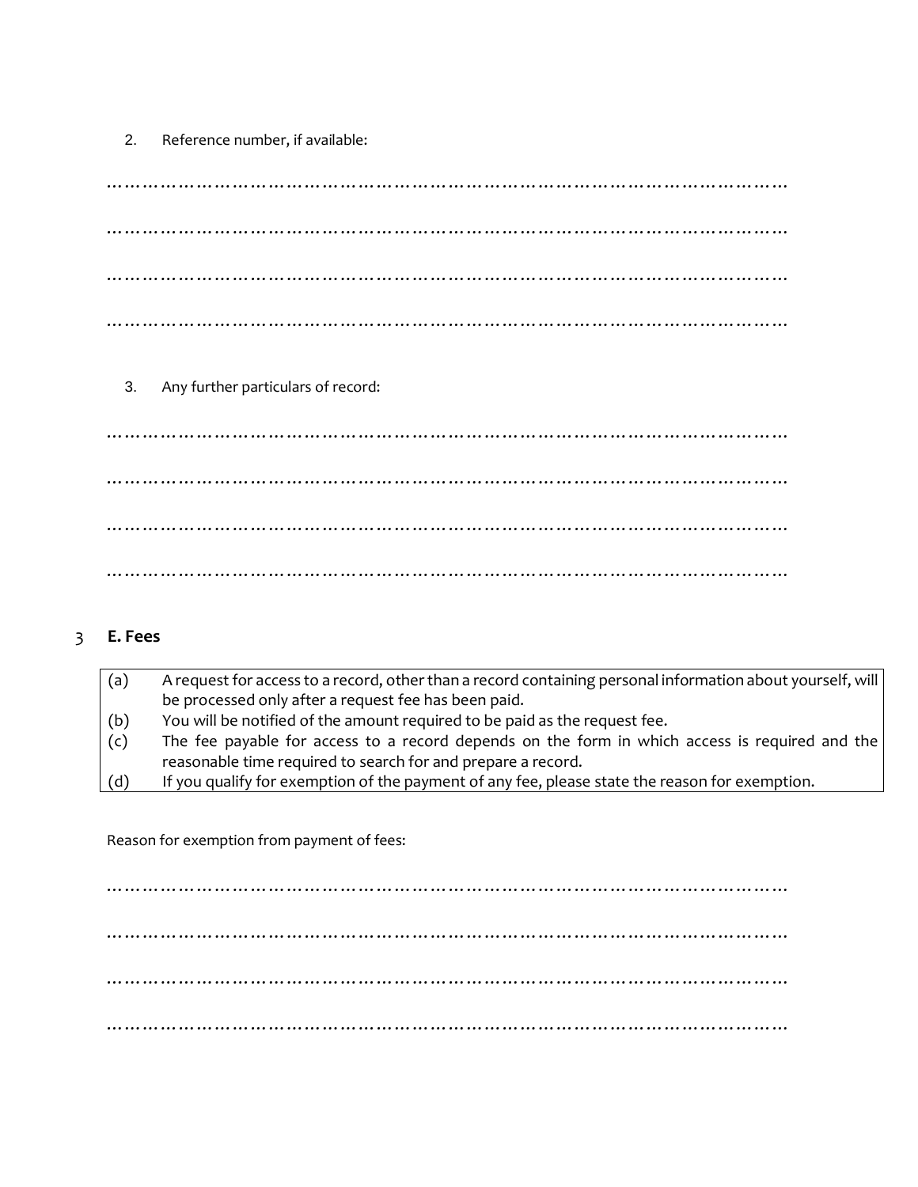2. Reference number, if available:

…………………………………………………………………………………………………………

…………………………………………………………………………………………………………

…………………………………………………………………………………………………………

…………………………………………………………………………………………………………

3. Any further particulars of record:

…………………………………………………………………………………………………………

…………………………………………………………………………………………………………

…………………………………………………………………………………………………………

…………………………………………………………………………………………………………

## 3 E. Fees

| | |
|---|---|
| (a) | A request for access to a record, other than a record containing personal information about yourself, will be processed only after a request fee has been paid. |
| (b) | You will be notified of the amount required to be paid as the request fee. |
| (c) | The fee payable for access to a record depends on the form in which access is required and the reasonable time required to search for and prepare a record. |
| (d) | If you qualify for exemption of the payment of any fee, please state the reason for exemption. |

Reason for exemption from payment of fees:

…………………………………………………………………………………………………………

…………………………………………………………………………………………………………

…………………………………………………………………………………………………………

…………………………………………………………………………………………………………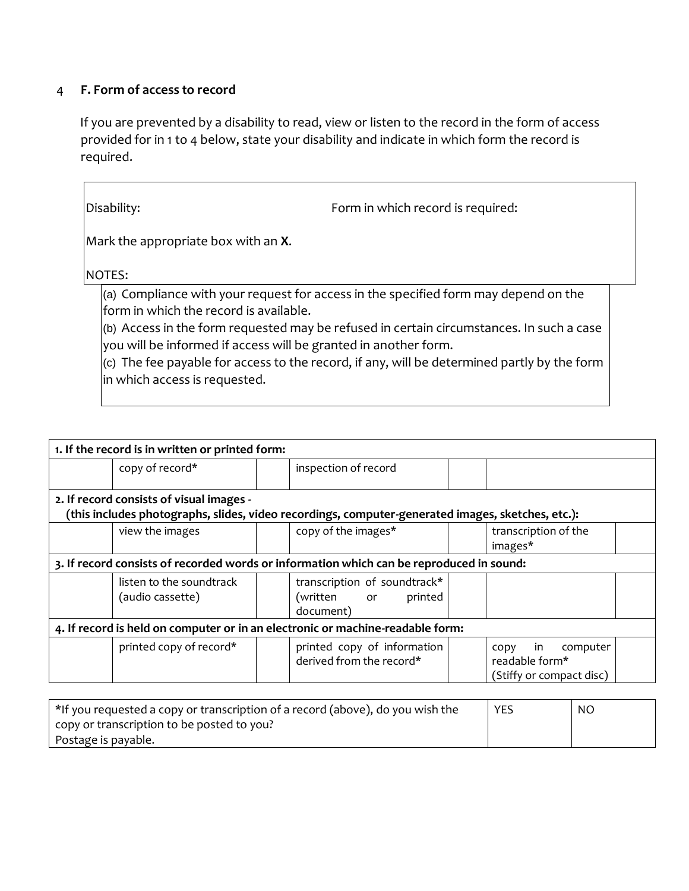4 **F. Form of access to record**

If you are prevented by a disability to read, view or listen to the record in the form of access provided for in 1 to 4 below, state your disability and indicate in which form the record is required.

| Disability: | Form in which record is required: |
|---|---|
| Mark the appropriate box with an **X**. | |
| NOTES: | |

(a) Compliance with your request for access in the specified form may depend on the form in which the record is available.
(b) Access in the form requested may be refused in certain circumstances. In such a case you will be informed if access will be granted in another form.
(c) The fee payable for access to the record, if any, will be determined partly by the form in which access is requested.

| **1. If the record is in written or printed form:** | | | | | | |
|---|---|---|---|---|---|---|
| | copy of record* | | inspection of record | | | |
| **2. If record consists of visual images - (this includes photographs, slides, video recordings, computer-generated images, sketches, etc.):** | | | | | | |
| | view the images | | copy of the images* | | transcription of the images* | |
| **3. If record consists of recorded words or information which can be reproduced in sound:** | | | | | | |
| | listen to the soundtrack (audio cassette) | | transcription of soundtrack* (written or printed document) | | | |
| **4. If record is held on computer or in an electronic or machine-readable form:** | | | | | | |
| | printed copy of record* | | printed copy of information derived from the record* | | copy in computer readable form* (Stiffy or compact disc) | |

| *If you requested a copy or transcription of a record (above), do you wish the copy or transcription to be posted to you? Postage is payable. | YES | NO |
|---|---|---|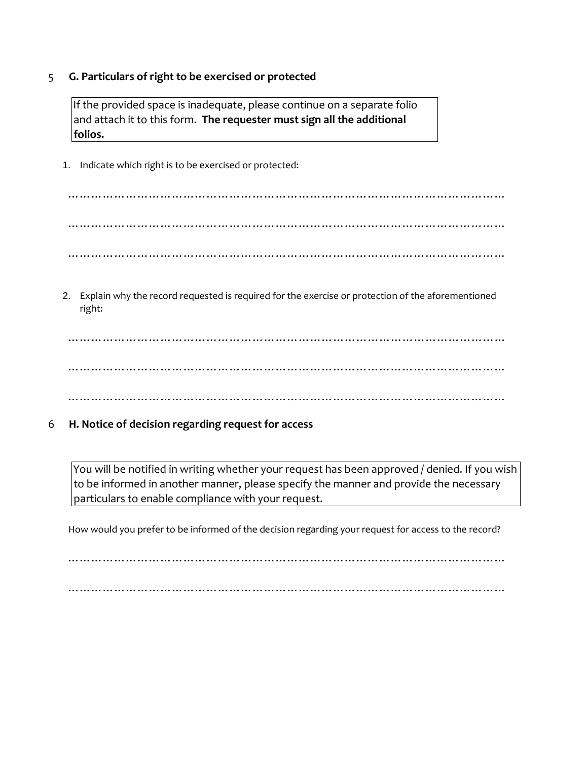## 5 G. Particulars of right to be exercised or protected

> If the provided space is inadequate, please continue on a separate folio and attach it to this form. **The requester must sign all the additional folios.**

1. Indicate which right is to be exercised or protected:

…………………………………………………………………………………………………………

…………………………………………………………………………………………………………

…………………………………………………………………………………………………………

2. Explain why the record requested is required for the exercise or protection of the aforementioned right:

…………………………………………………………………………………………………………

…………………………………………………………………………………………………………

…………………………………………………………………………………………………………

## 6 H. Notice of decision regarding request for access

> You will be notified in writing whether your request has been approved / denied. If you wish to be informed in another manner, please specify the manner and provide the necessary particulars to enable compliance with your request.

How would you prefer to be informed of the decision regarding your request for access to the record?

…………………………………………………………………………………………………………

…………………………………………………………………………………………………………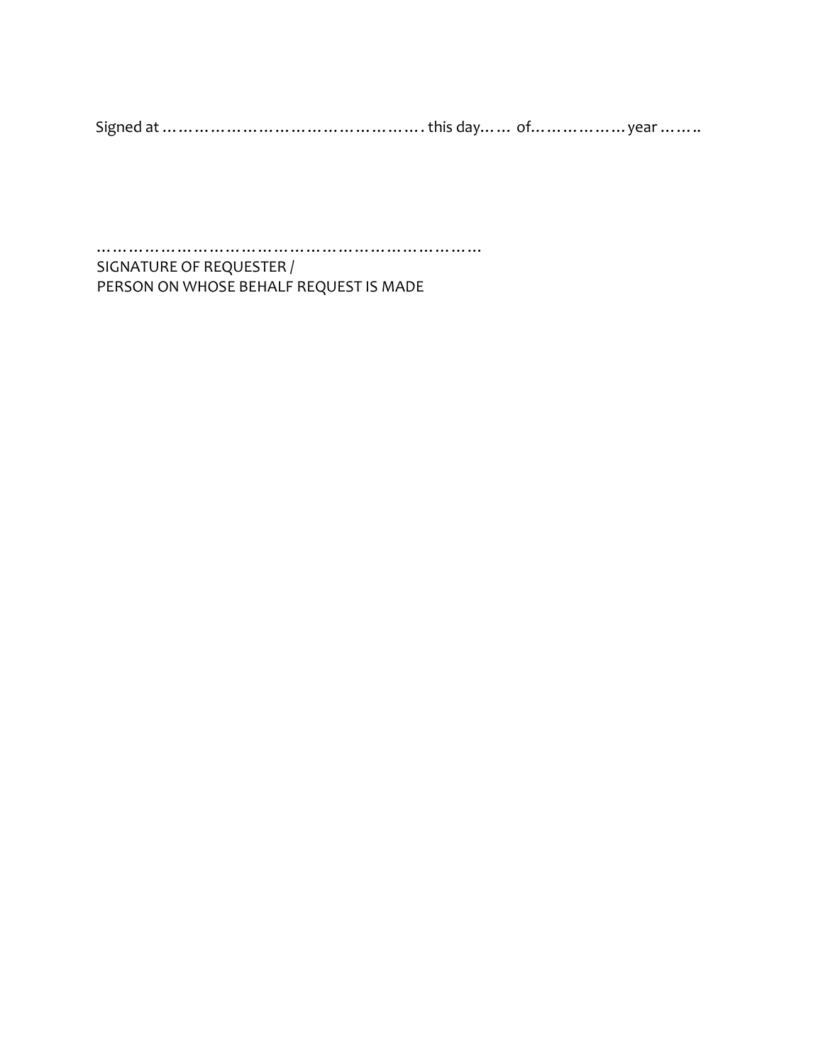Signed at ………………………………………………. this day…… of……………… year ……..

…………………………………………………………………
SIGNATURE OF REQUESTER /
PERSON ON WHOSE BEHALF REQUEST IS MADE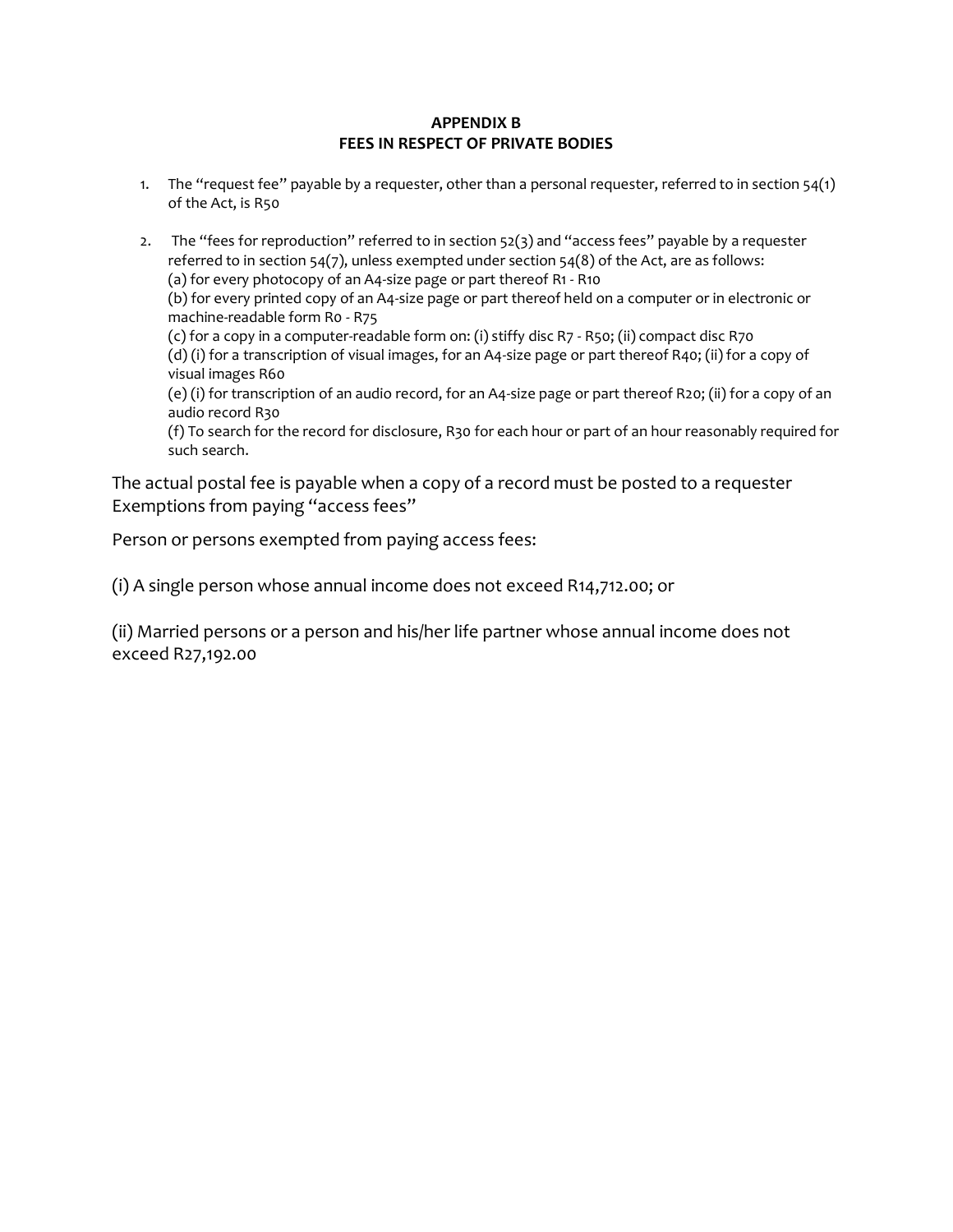**APPENDIX B**
**FEES IN RESPECT OF PRIVATE BODIES**

1. The "request fee" payable by a requester, other than a personal requester, referred to in section 54(1) of the Act, is R50

2. The "fees for reproduction" referred to in section 52(3) and "access fees" payable by a requester referred to in section 54(7), unless exempted under section 54(8) of the Act, are as follows:
(a) for every photocopy of an A4-size page or part thereof R1 - R10
(b) for every printed copy of an A4-size page or part thereof held on a computer or in electronic or machine-readable form R0 - R75
(c) for a copy in a computer-readable form on: (i) stiffy disc R7 - R50; (ii) compact disc R70
(d) (i) for a transcription of visual images, for an A4-size page or part thereof R40; (ii) for a copy of visual images R60
(e) (i) for transcription of an audio record, for an A4-size page or part thereof R20; (ii) for a copy of an audio record R30
(f) To search for the record for disclosure, R30 for each hour or part of an hour reasonably required for such search.

The actual postal fee is payable when a copy of a record must be posted to a requester
Exemptions from paying "access fees"

Person or persons exempted from paying access fees:

(i) A single person whose annual income does not exceed R14,712.00; or

(ii) Married persons or a person and his/her life partner whose annual income does not exceed R27,192.00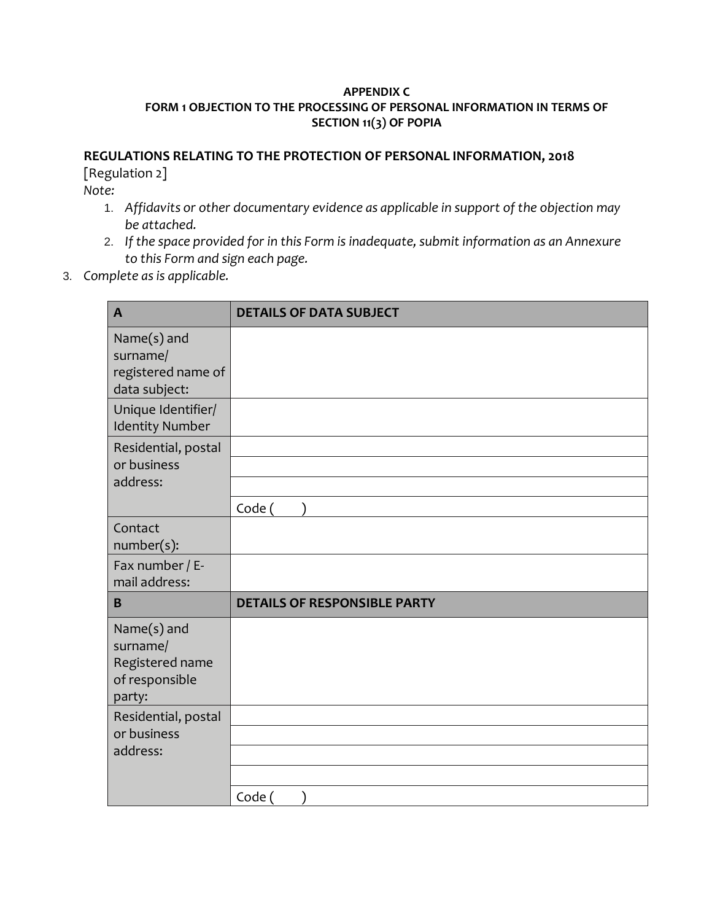**APPENDIX C**
**FORM 1 OBJECTION TO THE PROCESSING OF PERSONAL INFORMATION IN TERMS OF SECTION 11(3) OF POPIA**

**REGULATIONS RELATING TO THE PROTECTION OF PERSONAL INFORMATION, 2018**
[Regulation 2]
*Note:*

1. *Affidavits or other documentary evidence as applicable in support of the objection may be attached.*
2. *If the space provided for in this Form is inadequate, submit information as an Annexure to this Form and sign each page.*
3. *Complete as is applicable.*

| **A** | **DETAILS OF DATA SUBJECT** |
|---|---|
| Name(s) and surname/ registered name of data subject: | |
| Unique Identifier/ Identity Number | |
| Residential, postal or business address: | |
| | |
| | |
| | Code (     ) |
| Contact number(s): | |
| Fax number / E-mail address: | |
| **B** | **DETAILS OF RESPONSIBLE PARTY** |
| Name(s) and surname/ Registered name of responsible party: | |
| Residential, postal or business address: | |
| | |
| | |
| | |
| | Code (     ) |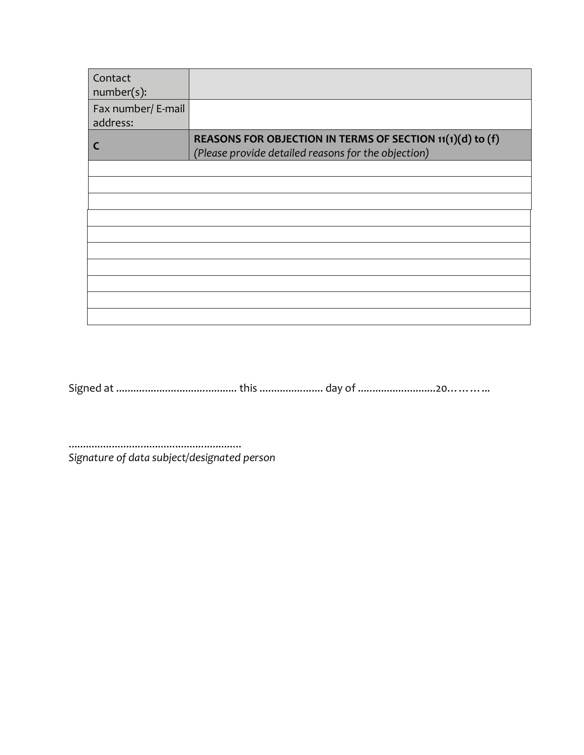| Contact number(s): | |
|---|---|
| Fax number/ E-mail address: | |
| **C** | **REASONS FOR OBJECTION IN TERMS OF SECTION 11(1)(d) to (f)** *(Please provide detailed reasons for the objection)* |
| | |
| | |
| | |
| | |
| | |
| | |
| | |
| | |
| | |
| | |

Signed at ......................................... this ...................... day of ...........................20………..

...........................................................
*Signature of data subject/designated person*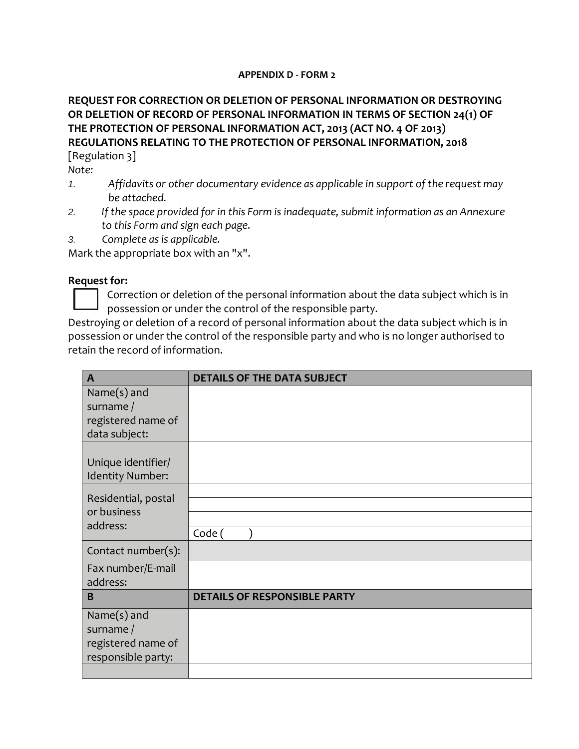**APPENDIX D - FORM 2**

**REQUEST FOR CORRECTION OR DELETION OF PERSONAL INFORMATION OR DESTROYING OR DELETION OF RECORD OF PERSONAL INFORMATION IN TERMS OF SECTION 24(1) OF THE PROTECTION OF PERSONAL INFORMATION ACT, 2013 (ACT NO. 4 OF 2013) REGULATIONS RELATING TO THE PROTECTION OF PERSONAL INFORMATION, 2018**

[Regulation 3]

*Note:*

1. *Affidavits or other documentary evidence as applicable in support of the request may be attached.*
2. *If the space provided for in this Form is inadequate, submit information as an Annexure to this Form and sign each page.*
3. *Complete as is applicable.*

Mark the appropriate box with an "x".

**Request for:**

☐ Correction or deletion of the personal information about the data subject which is in possession or under the control of the responsible party.

Destroying or deletion of a record of personal information about the data subject which is in possession or under the control of the responsible party and who is no longer authorised to retain the record of information.

| **A** | **DETAILS OF THE DATA SUBJECT** |
|---|---|
| Name(s) and surname / registered name of data subject: | |
| Unique identifier/ Identity Number: | |
| Residential, postal or business address: | |
| | |
| | |
| | Code (        ) |
| Contact number(s): | |
| Fax number/E-mail address: | |
| **B** | **DETAILS OF RESPONSIBLE PARTY** |
| Name(s) and surname / registered name of responsible party: | |
| | |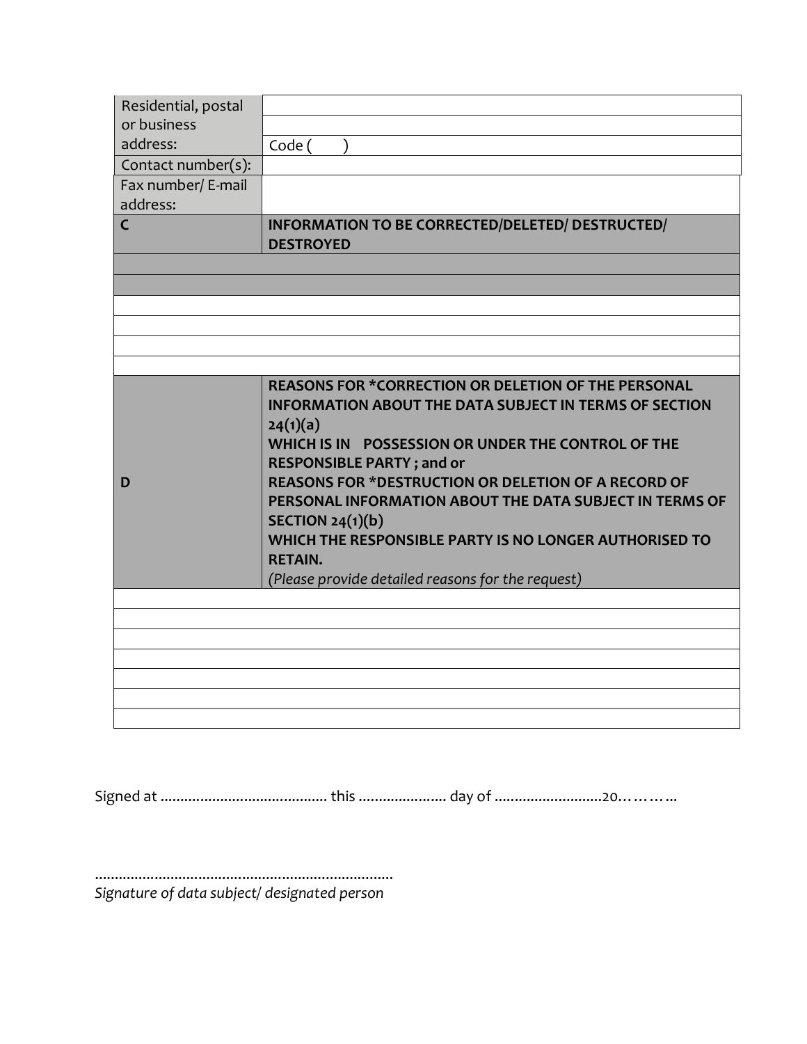| | |
|---|---|
| Residential, postal or business address: | |
| | |
| | Code (       ) |
| Contact number(s): | |
| Fax number/ E-mail address: | |
| **C** | **INFORMATION TO BE CORRECTED/DELETED/ DESTRUCTED/ DESTROYED** |
| | |
| | |
| | |
| | |
| | |
| | |
| **D** | **REASONS FOR *CORRECTION OR DELETION OF THE PERSONAL INFORMATION ABOUT THE DATA SUBJECT IN TERMS OF SECTION 24(1)(a) WHICH IS IN POSSESSION OR UNDER THE CONTROL OF THE RESPONSIBLE PARTY ; and or REASONS FOR *DESTRUCTION OR DELETION OF A RECORD OF PERSONAL INFORMATION ABOUT THE DATA SUBJECT IN TERMS OF SECTION 24(1)(b) WHICH THE RESPONSIBLE PARTY IS NO LONGER AUTHORISED TO RETAIN.** *(Please provide detailed reasons for the request)* |
| | |
| | |
| | |
| | |
| | |
| | |
| | |

Signed at .......................................... this ...................... day of ...........................20………..

...........................................................................
*Signature of data subject/ designated person*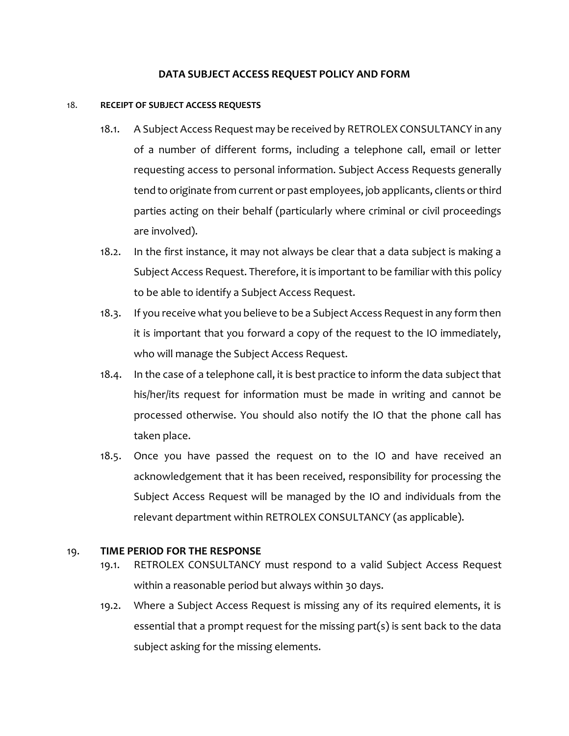# DATA SUBJECT ACCESS REQUEST POLICY AND FORM

18. **RECEIPT OF SUBJECT ACCESS REQUESTS**

18.1. A Subject Access Request may be received by RETROLEX CONSULTANCY in any of a number of different forms, including a telephone call, email or letter requesting access to personal information. Subject Access Requests generally tend to originate from current or past employees, job applicants, clients or third parties acting on their behalf (particularly where criminal or civil proceedings are involved).

18.2. In the first instance, it may not always be clear that a data subject is making a Subject Access Request. Therefore, it is important to be familiar with this policy to be able to identify a Subject Access Request.

18.3. If you receive what you believe to be a Subject Access Request in any form then it is important that you forward a copy of the request to the IO immediately, who will manage the Subject Access Request.

18.4. In the case of a telephone call, it is best practice to inform the data subject that his/her/its request for information must be made in writing and cannot be processed otherwise. You should also notify the IO that the phone call has taken place.

18.5. Once you have passed the request on to the IO and have received an acknowledgement that it has been received, responsibility for processing the Subject Access Request will be managed by the IO and individuals from the relevant department within RETROLEX CONSULTANCY (as applicable).

19. **TIME PERIOD FOR THE RESPONSE**

19.1. RETROLEX CONSULTANCY must respond to a valid Subject Access Request within a reasonable period but always within 30 days.

19.2. Where a Subject Access Request is missing any of its required elements, it is essential that a prompt request for the missing part(s) is sent back to the data subject asking for the missing elements.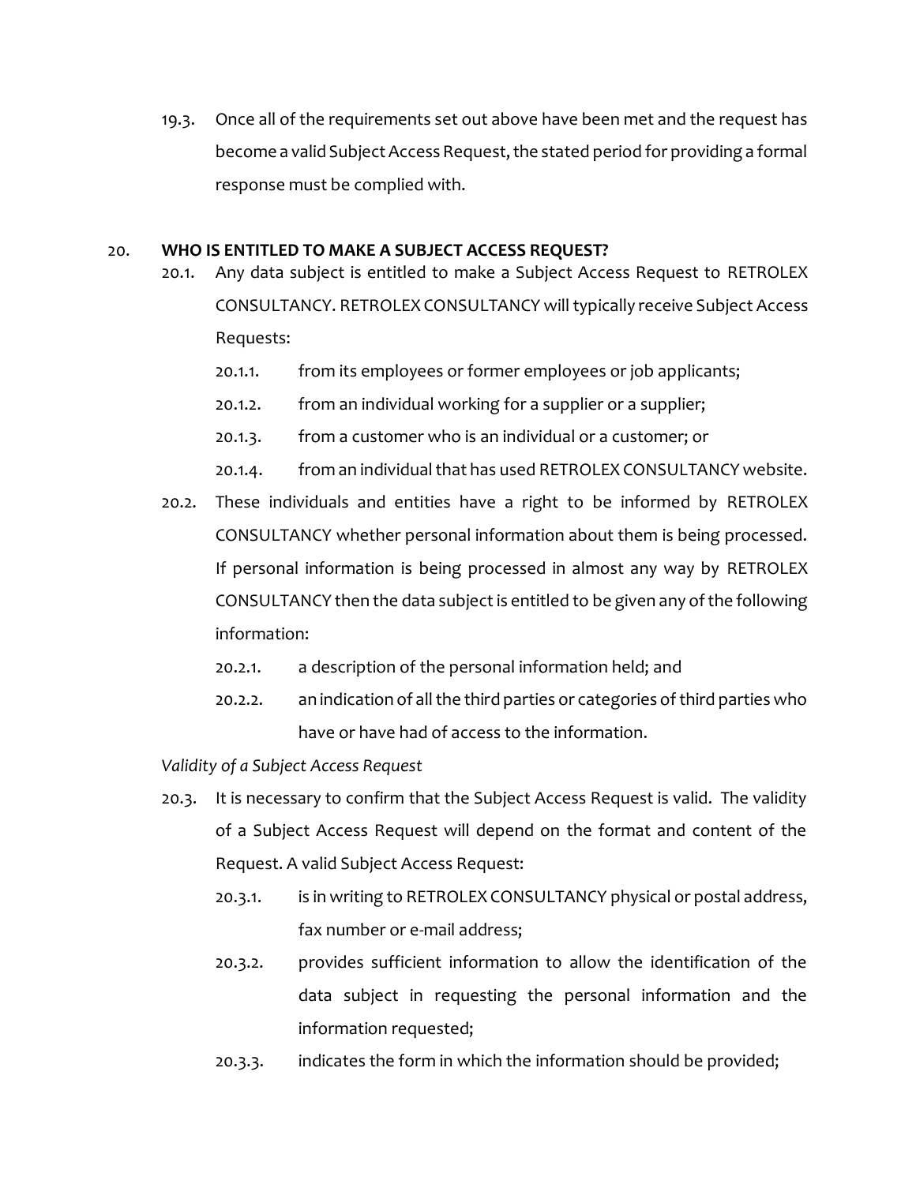19.3. Once all of the requirements set out above have been met and the request has become a valid Subject Access Request, the stated period for providing a formal response must be complied with.

## 20. WHO IS ENTITLED TO MAKE A SUBJECT ACCESS REQUEST?

20.1. Any data subject is entitled to make a Subject Access Request to RETROLEX CONSULTANCY. RETROLEX CONSULTANCY will typically receive Subject Access Requests:

- 20.1.1. from its employees or former employees or job applicants;
- 20.1.2. from an individual working for a supplier or a supplier;
- 20.1.3. from a customer who is an individual or a customer; or
- 20.1.4. from an individual that has used RETROLEX CONSULTANCY website.

20.2. These individuals and entities have a right to be informed by RETROLEX CONSULTANCY whether personal information about them is being processed. If personal information is being processed in almost any way by RETROLEX CONSULTANCY then the data subject is entitled to be given any of the following information:

- 20.2.1. a description of the personal information held; and
- 20.2.2. an indication of all the third parties or categories of third parties who have or have had of access to the information.

*Validity of a Subject Access Request*

20.3. It is necessary to confirm that the Subject Access Request is valid. The validity of a Subject Access Request will depend on the format and content of the Request. A valid Subject Access Request:

- 20.3.1. is in writing to RETROLEX CONSULTANCY physical or postal address, fax number or e-mail address;
- 20.3.2. provides sufficient information to allow the identification of the data subject in requesting the personal information and the information requested;
- 20.3.3. indicates the form in which the information should be provided;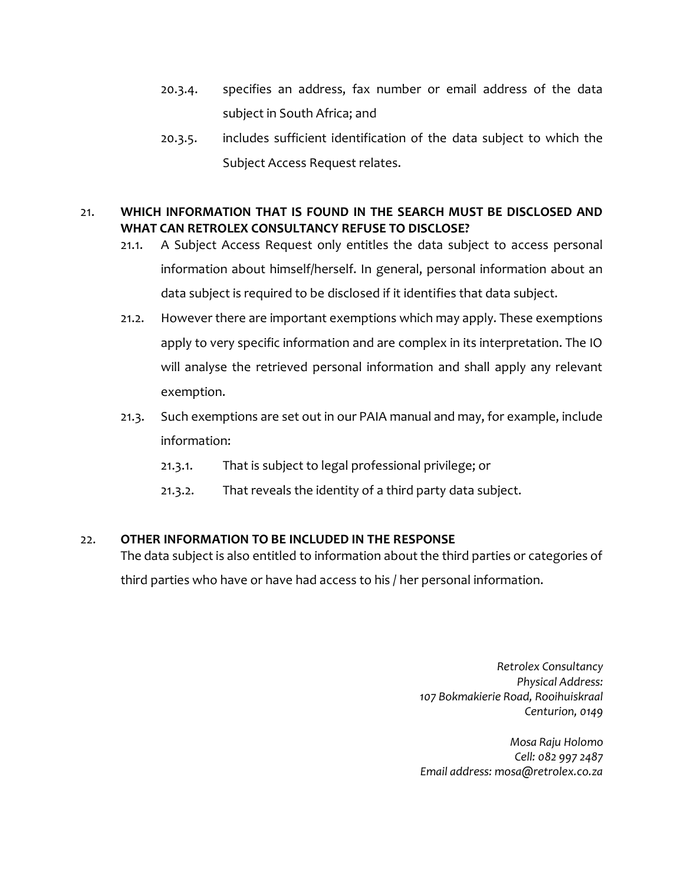20.3.4. specifies an address, fax number or email address of the data subject in South Africa; and

20.3.5. includes sufficient identification of the data subject to which the Subject Access Request relates.

## 21. WHICH INFORMATION THAT IS FOUND IN THE SEARCH MUST BE DISCLOSED AND WHAT CAN RETROLEX CONSULTANCY REFUSE TO DISCLOSE?

21.1. A Subject Access Request only entitles the data subject to access personal information about himself/herself. In general, personal information about an data subject is required to be disclosed if it identifies that data subject.

21.2. However there are important exemptions which may apply. These exemptions apply to very specific information and are complex in its interpretation. The IO will analyse the retrieved personal information and shall apply any relevant exemption.

21.3. Such exemptions are set out in our PAIA manual and may, for example, include information:

21.3.1. That is subject to legal professional privilege; or

21.3.2. That reveals the identity of a third party data subject.

## 22. OTHER INFORMATION TO BE INCLUDED IN THE RESPONSE

The data subject is also entitled to information about the third parties or categories of third parties who have or have had access to his / her personal information.

*Retrolex Consultancy*
*Physical Address:*
*107 Bokmakierie Road, Rooihuiskraal*
*Centurion, 0149*

*Mosa Raju Holomo*
*Cell: 082 997 2487*
*Email address: mosa@retrolex.co.za*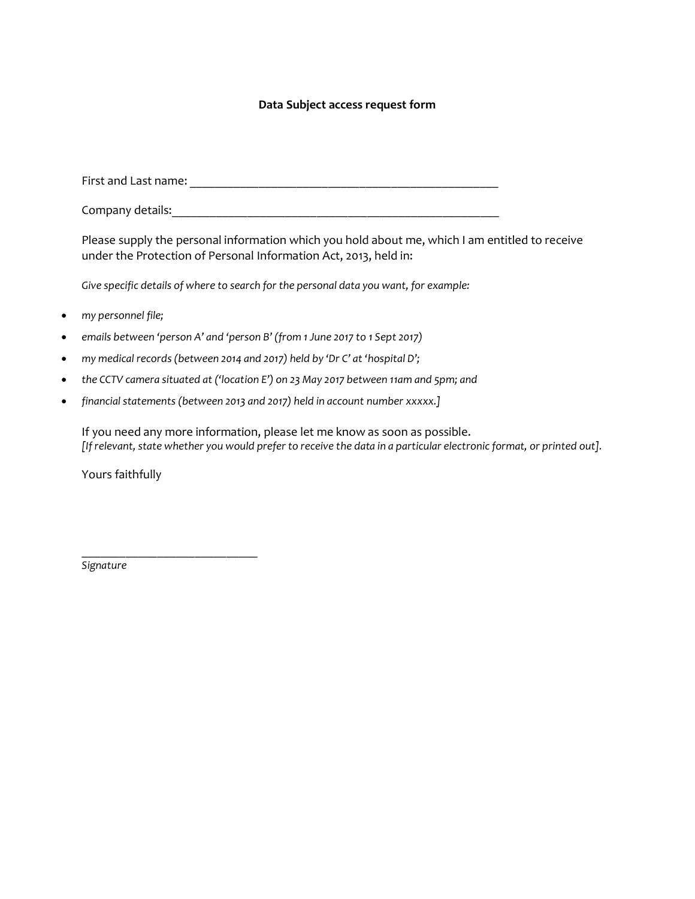**Data Subject access request form**

First and Last name: ___________________________________________________

Company details:______________________________________________________

Please supply the personal information which you hold about me, which I am entitled to receive under the Protection of Personal Information Act, 2013, held in:

*Give specific details of where to search for the personal data you want, for example:*

- *my personnel file;*
- *emails between 'person A' and 'person B' (from 1 June 2017 to 1 Sept 2017)*
- *my medical records (between 2014 and 2017) held by 'Dr C' at 'hospital D';*
- *the CCTV camera situated at ('location E') on 23 May 2017 between 11am and 5pm; and*
- *financial statements (between 2013 and 2017) held in account number xxxxx.]*

If you need any more information, please let me know as soon as possible.
*[If relevant, state whether you would prefer to receive the data in a particular electronic format, or printed out].*

Yours faithfully

______________________________
*Signature*